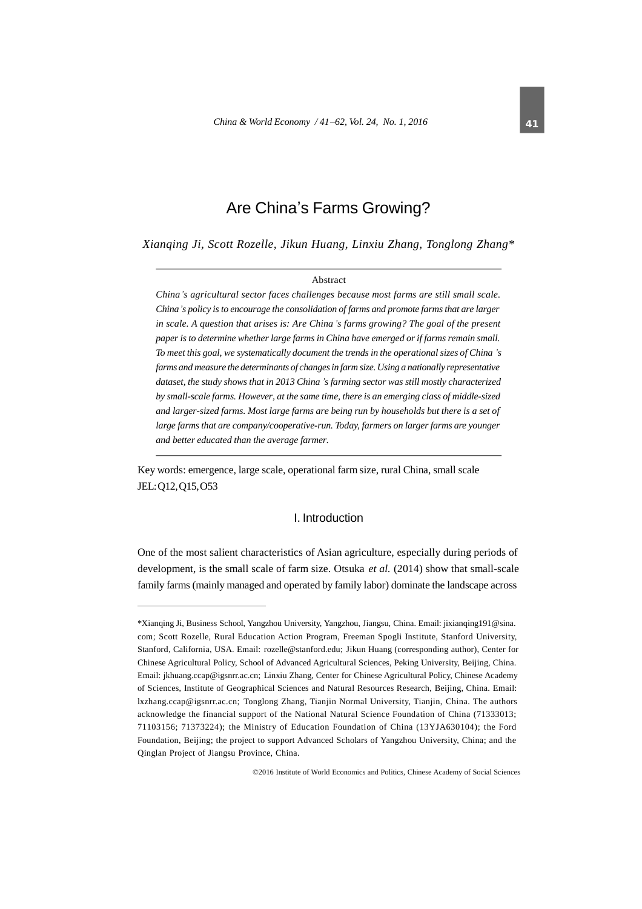# Are China's Farms Growing?

*Xianqing Ji, Scott Rozelle, Jikun Huang, Linxiu Zhang, Tonglong Zhang**

Abstract

*China's agricultural sector faces challenges because most farms are still small scale. China's policy is to encourage the consolidation of farms and promote farms that are larger in scale. A question that arises is: Are China's farms growing? The goal of the present paper is to determine whether large farms in China have emerged or if farms remain small. To meet this goal, we systematically document the trends in the operational sizes of China's farms and measure the determinants of changes in farm size. Using a nationally representative dataset, the study shows that in 2013 China's farming sector was still mostly characterized by small-scale farms. However, at the same time, there is an emerging class of middle-sized and larger-sized farms. Most large farms are being run by households but there is a set of large farms that are company/cooperative-run. Today, farmers on larger farms are younger and better educated than the average farmer.*

Key words: emergence, large scale, operational farm size, rural China, small scale
JEL: Q12, Q15, O53

## I. Introduction

One of the most salient characteristics of Asian agriculture, especially during periods of development, is the small scale of farm size. Otsuka *et al.* (2014) show that small-scale family farms (mainly managed and operated by family labor) dominate the landscape across

---

*Xianqing Ji, Business School, Yangzhou University, Yangzhou, Jiangsu, China. Email: jixianqing191@sina.com; Scott Rozelle, Rural Education Action Program, Freeman Spogli Institute, Stanford University, Stanford, California, USA. Email: rozelle@stanford.edu; Jikun Huang (corresponding author), Center for Chinese Agricultural Policy, School of Advanced Agricultural Sciences, Peking University, Beijing, China. Email: jkhuang.ccap@igsnrr.ac.cn; Linxiu Zhang, Center for Chinese Agricultural Policy, Chinese Academy of Sciences, Institute of Geographical Sciences and Natural Resources Research, Beijing, China. Email: lxzhang.ccap@igsnrr.ac.cn; Tonglong Zhang, Tianjin Normal University, Tianjin, China. The authors acknowledge the financial support of the National Natural Science Foundation of China (71333013; 71103156; 71373224); the Ministry of Education Foundation of China (13YJA630104); the Ford Foundation, Beijing; the project to support Advanced Scholars of Yangzhou University, China; and the Qinglan Project of Jiangsu Province, China.

©2016 Institute of World Economics and Politics, Chinese Academy of Social Sciences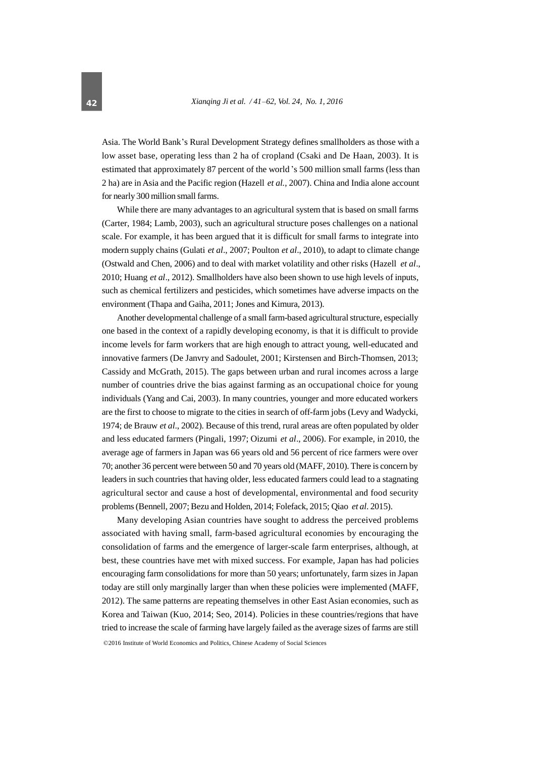Asia. The World Bank's Rural Development Strategy defines smallholders as those with a low asset base, operating less than 2 ha of cropland (Csaki and De Haan, 2003). It is estimated that approximately 87 percent of the world's 500 million small farms (less than 2 ha) are in Asia and the Pacific region (Hazell *et al.*, 2007). China and India alone account for nearly 300 million small farms.

While there are many advantages to an agricultural system that is based on small farms (Carter, 1984; Lamb, 2003), such an agricultural structure poses challenges on a national scale. For example, it has been argued that it is difficult for small farms to integrate into modern supply chains (Gulati *et al*., 2007; Poulton *et al*., 2010), to adapt to climate change (Ostwald and Chen, 2006) and to deal with market volatility and other risks (Hazell *et al*., 2010; Huang *et al*., 2012). Smallholders have also been shown to use high levels of inputs, such as chemical fertilizers and pesticides, which sometimes have adverse impacts on the environment (Thapa and Gaiha, 2011; Jones and Kimura, 2013).

Another developmental challenge of a small farm-based agricultural structure, especially one based in the context of a rapidly developing economy, is that it is difficult to provide income levels for farm workers that are high enough to attract young, well-educated and innovative farmers (De Janvry and Sadoulet, 2001; Kirstensen and Birch-Thomsen, 2013; Cassidy and McGrath, 2015). The gaps between urban and rural incomes across a large number of countries drive the bias against farming as an occupational choice for young individuals (Yang and Cai, 2003). In many countries, younger and more educated workers are the first to choose to migrate to the cities in search of off-farm jobs (Levy and Wadycki, 1974; de Brauw *et al*., 2002). Because of this trend, rural areas are often populated by older and less educated farmers (Pingali, 1997; Oizumi *et al*., 2006). For example, in 2010, the average age of farmers in Japan was 66 years old and 56 percent of rice farmers were over 70; another 36 percent were between 50 and 70 years old (MAFF, 2010). There is concern by leaders in such countries that having older, less educated farmers could lead to a stagnating agricultural sector and cause a host of developmental, environmental and food security problems (Bennell, 2007; Bezu and Holden, 2014; Folefack, 2015; Qiao *et al*. 2015).

Many developing Asian countries have sought to address the perceived problems associated with having small, farm-based agricultural economies by encouraging the consolidation of farms and the emergence of larger-scale farm enterprises, although, at best, these countries have met with mixed success. For example, Japan has had policies encouraging farm consolidations for more than 50 years; unfortunately, farm sizes in Japan today are still only marginally larger than when these policies were implemented (MAFF, 2012). The same patterns are repeating themselves in other East Asian economies, such as Korea and Taiwan (Kuo, 2014; Seo, 2014). Policies in these countries/regions that have tried to increase the scale of farming have largely failed as the average sizes of farms are still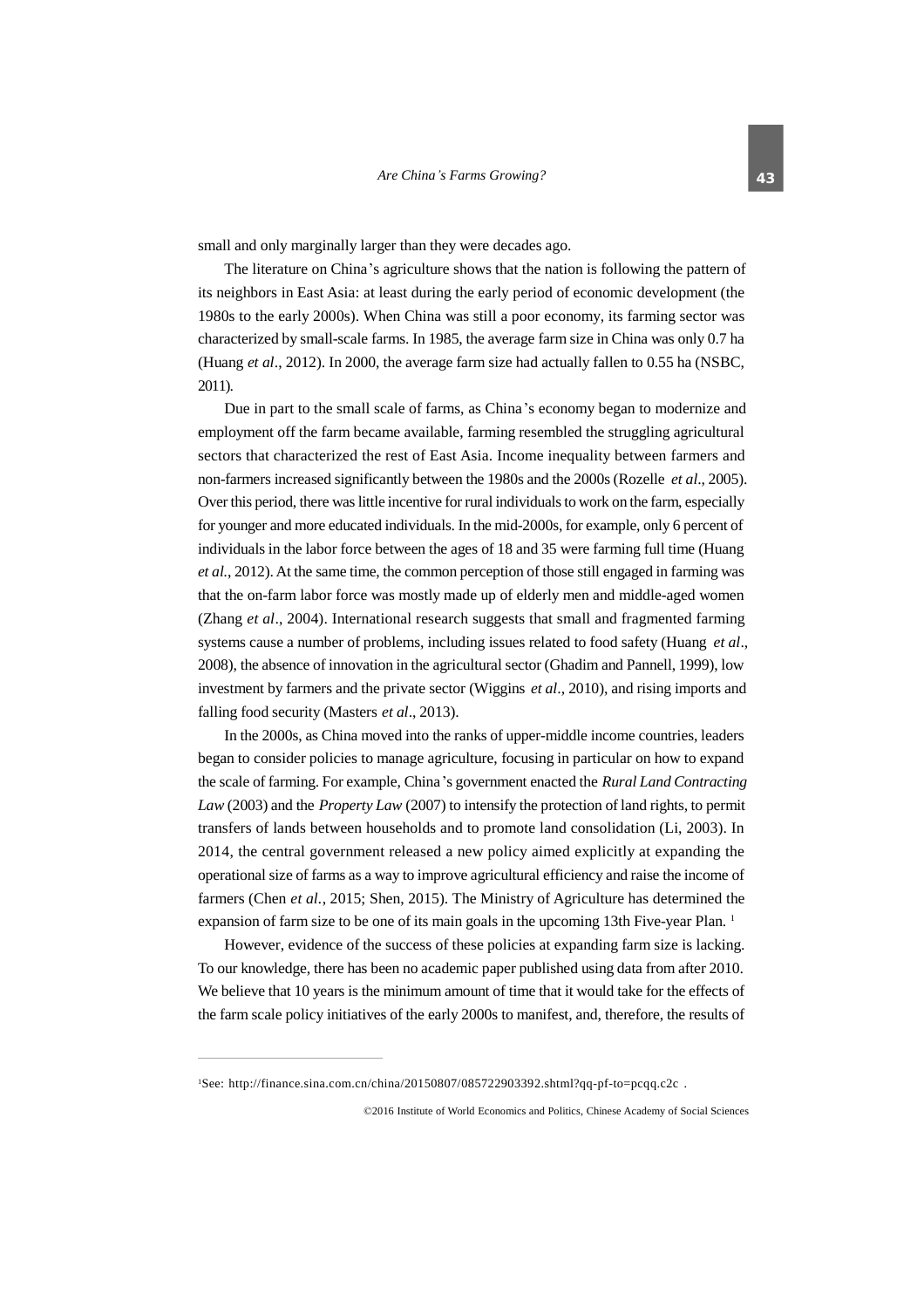small and only marginally larger than they were decades ago.

The literature on China's agriculture shows that the nation is following the pattern of its neighbors in East Asia: at least during the early period of economic development (the 1980s to the early 2000s). When China was still a poor economy, its farming sector was characterized by small-scale farms. In 1985, the average farm size in China was only 0.7 ha (Huang *et al*., 2012). In 2000, the average farm size had actually fallen to 0.55 ha (NSBC, 2011).

Due in part to the small scale of farms, as China's economy began to modernize and employment off the farm became available, farming resembled the struggling agricultural sectors that characterized the rest of East Asia. Income inequality between farmers and non-farmers increased significantly between the 1980s and the 2000s (Rozelle *et al*., 2005). Over this period, there was little incentive for rural individuals to work on the farm, especially for younger and more educated individuals. In the mid-2000s, for example, only 6 percent of individuals in the labor force between the ages of 18 and 35 were farming full time (Huang *et al.*, 2012). At the same time, the common perception of those still engaged in farming was that the on-farm labor force was mostly made up of elderly men and middle-aged women (Zhang *et al*., 2004). International research suggests that small and fragmented farming systems cause a number of problems, including issues related to food safety (Huang *et al*., 2008), the absence of innovation in the agricultural sector (Ghadim and Pannell, 1999), low investment by farmers and the private sector (Wiggins *et al*., 2010), and rising imports and falling food security (Masters *et al*., 2013).

In the 2000s, as China moved into the ranks of upper-middle income countries, leaders began to consider policies to manage agriculture, focusing in particular on how to expand the scale of farming. For example, China's government enacted the *Rural Land Contracting Law* (2003) and the *Property Law* (2007) to intensify the protection of land rights, to permit transfers of lands between households and to promote land consolidation (Li, 2003). In 2014, the central government released a new policy aimed explicitly at expanding the operational size of farms as a way to improve agricultural efficiency and raise the income of farmers (Chen *et al.*, 2015; Shen, 2015). The Ministry of Agriculture has determined the expansion of farm size to be one of its main goals in the upcoming 13th Five-year Plan. [1]

However, evidence of the success of these policies at expanding farm size is lacking. To our knowledge, there has been no academic paper published using data from after 2010. We believe that 10 years is the minimum amount of time that it would take for the effects of the farm scale policy initiatives of the early 2000s to manifest, and, therefore, the results of

---

[1] See: http://finance.sina.com.cn/china/20150807/085722903392.shtml?qq-pf-to=pcqq.c2c .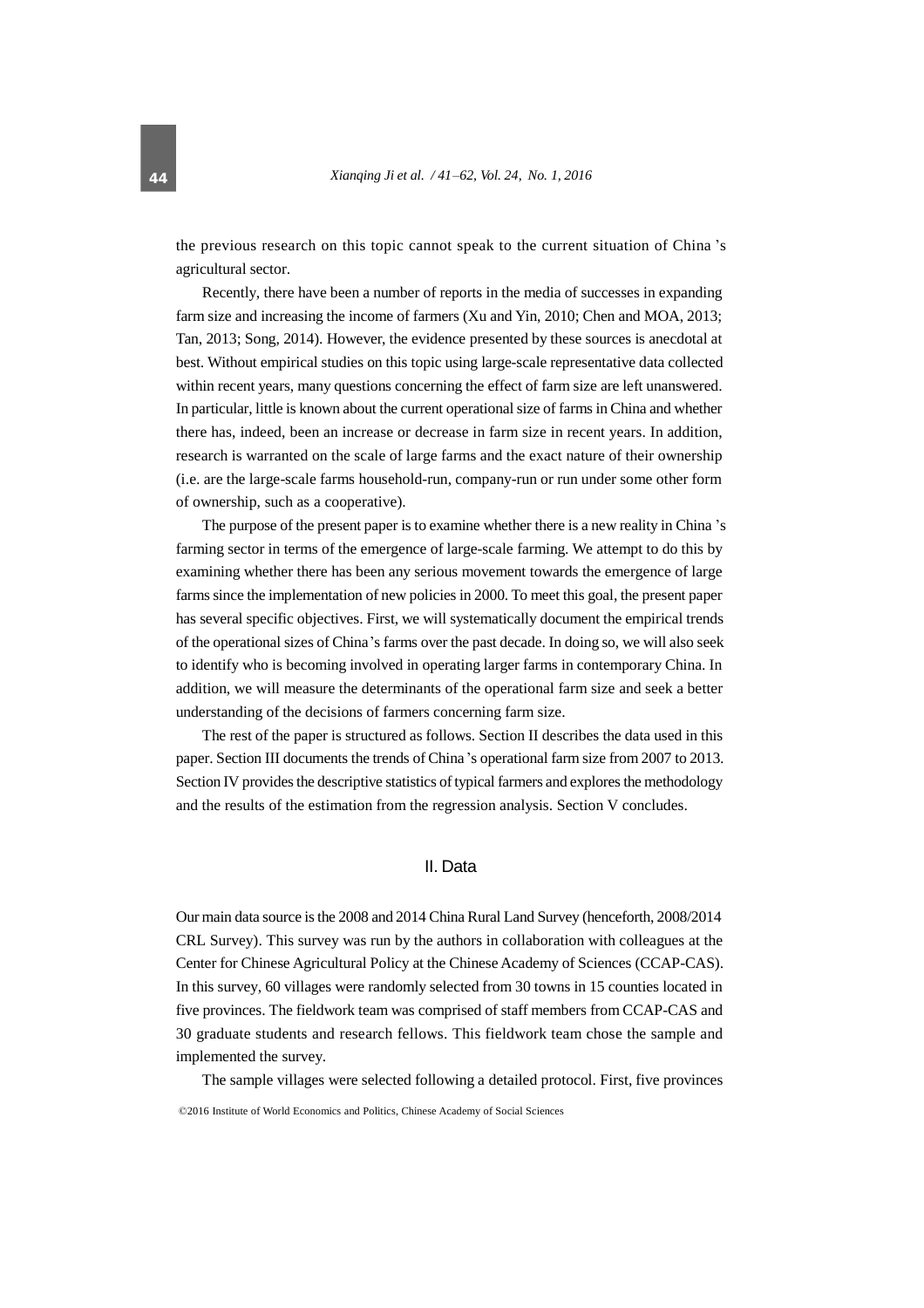the previous research on this topic cannot speak to the current situation of China's agricultural sector.

Recently, there have been a number of reports in the media of successes in expanding farm size and increasing the income of farmers (Xu and Yin, 2010; Chen and MOA, 2013; Tan, 2013; Song, 2014). However, the evidence presented by these sources is anecdotal at best. Without empirical studies on this topic using large-scale representative data collected within recent years, many questions concerning the effect of farm size are left unanswered. In particular, little is known about the current operational size of farms in China and whether there has, indeed, been an increase or decrease in farm size in recent years. In addition, research is warranted on the scale of large farms and the exact nature of their ownership (i.e. are the large-scale farms household-run, company-run or run under some other form of ownership, such as a cooperative).

The purpose of the present paper is to examine whether there is a new reality in China's farming sector in terms of the emergence of large-scale farming. We attempt to do this by examining whether there has been any serious movement towards the emergence of large farms since the implementation of new policies in 2000. To meet this goal, the present paper has several specific objectives. First, we will systematically document the empirical trends of the operational sizes of China's farms over the past decade. In doing so, we will also seek to identify who is becoming involved in operating larger farms in contemporary China. In addition, we will measure the determinants of the operational farm size and seek a better understanding of the decisions of farmers concerning farm size.

The rest of the paper is structured as follows. Section II describes the data used in this paper. Section III documents the trends of China's operational farm size from 2007 to 2013. Section IV provides the descriptive statistics of typical farmers and explores the methodology and the results of the estimation from the regression analysis. Section V concludes.

## II. Data

Our main data source is the 2008 and 2014 China Rural Land Survey (henceforth, 2008/2014 CRL Survey). This survey was run by the authors in collaboration with colleagues at the Center for Chinese Agricultural Policy at the Chinese Academy of Sciences (CCAP-CAS). In this survey, 60 villages were randomly selected from 30 towns in 15 counties located in five provinces. The fieldwork team was comprised of staff members from CCAP-CAS and 30 graduate students and research fellows. This fieldwork team chose the sample and implemented the survey.

The sample villages were selected following a detailed protocol. First, five provinces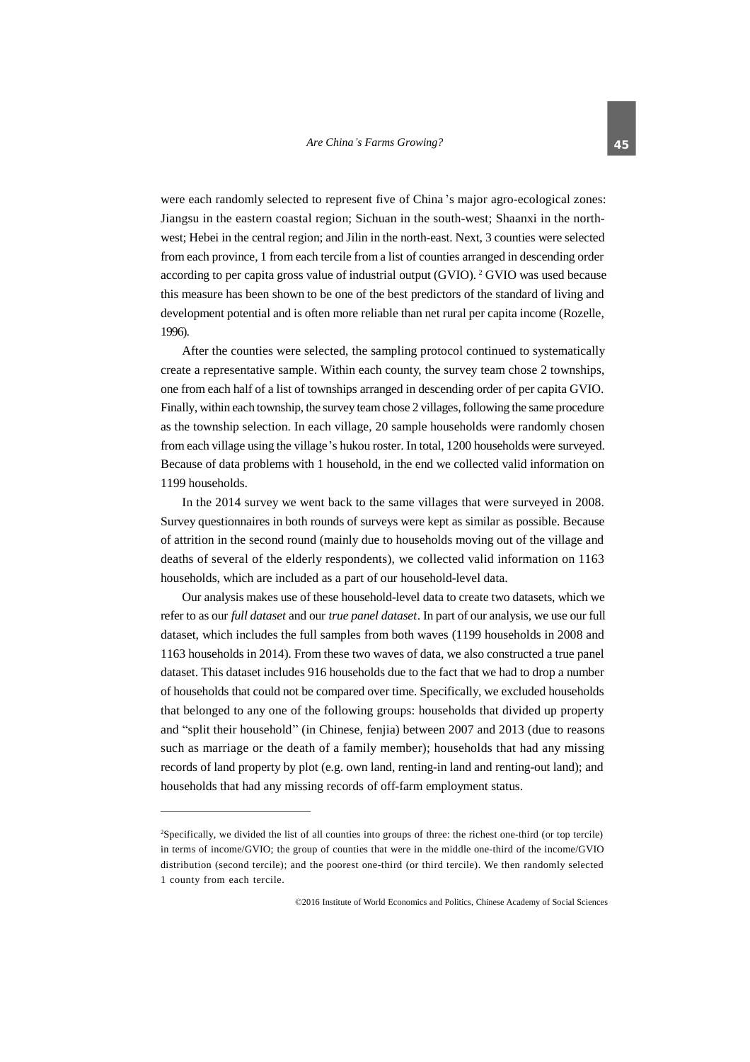were each randomly selected to represent five of China's major agro-ecological zones: Jiangsu in the eastern coastal region; Sichuan in the south-west; Shaanxi in the north-west; Hebei in the central region; and Jilin in the north-east. Next, 3 counties were selected from each province, 1 from each tercile from a list of counties arranged in descending order according to per capita gross value of industrial output (GVIO).[2] GVIO was used because this measure has been shown to be one of the best predictors of the standard of living and development potential and is often more reliable than net rural per capita income (Rozelle, 1996).

After the counties were selected, the sampling protocol continued to systematically create a representative sample. Within each county, the survey team chose 2 townships, one from each half of a list of townships arranged in descending order of per capita GVIO. Finally, within each township, the survey team chose 2 villages, following the same procedure as the township selection. In each village, 20 sample households were randomly chosen from each village using the village's hukou roster. In total, 1200 households were surveyed. Because of data problems with 1 household, in the end we collected valid information on 1199 households.

In the 2014 survey we went back to the same villages that were surveyed in 2008. Survey questionnaires in both rounds of surveys were kept as similar as possible. Because of attrition in the second round (mainly due to households moving out of the village and deaths of several of the elderly respondents), we collected valid information on 1163 households, which are included as a part of our household-level data.

Our analysis makes use of these household-level data to create two datasets, which we refer to as our *full dataset* and our *true panel dataset*. In part of our analysis, we use our full dataset, which includes the full samples from both waves (1199 households in 2008 and 1163 households in 2014). From these two waves of data, we also constructed a true panel dataset. This dataset includes 916 households due to the fact that we had to drop a number of households that could not be compared over time. Specifically, we excluded households that belonged to any one of the following groups: households that divided up property and "split their household" (in Chinese, fenjia) between 2007 and 2013 (due to reasons such as marriage or the death of a family member); households that had any missing records of land property by plot (e.g. own land, renting-in land and renting-out land); and households that had any missing records of off-farm employment status.

---

[2]Specifically, we divided the list of all counties into groups of three: the richest one-third (or top tercile) in terms of income/GVIO; the group of counties that were in the middle one-third of the income/GVIO distribution (second tercile); and the poorest one-third (or third tercile). We then randomly selected 1 county from each tercile.

©2016 Institute of World Economics and Politics, Chinese Academy of Social Sciences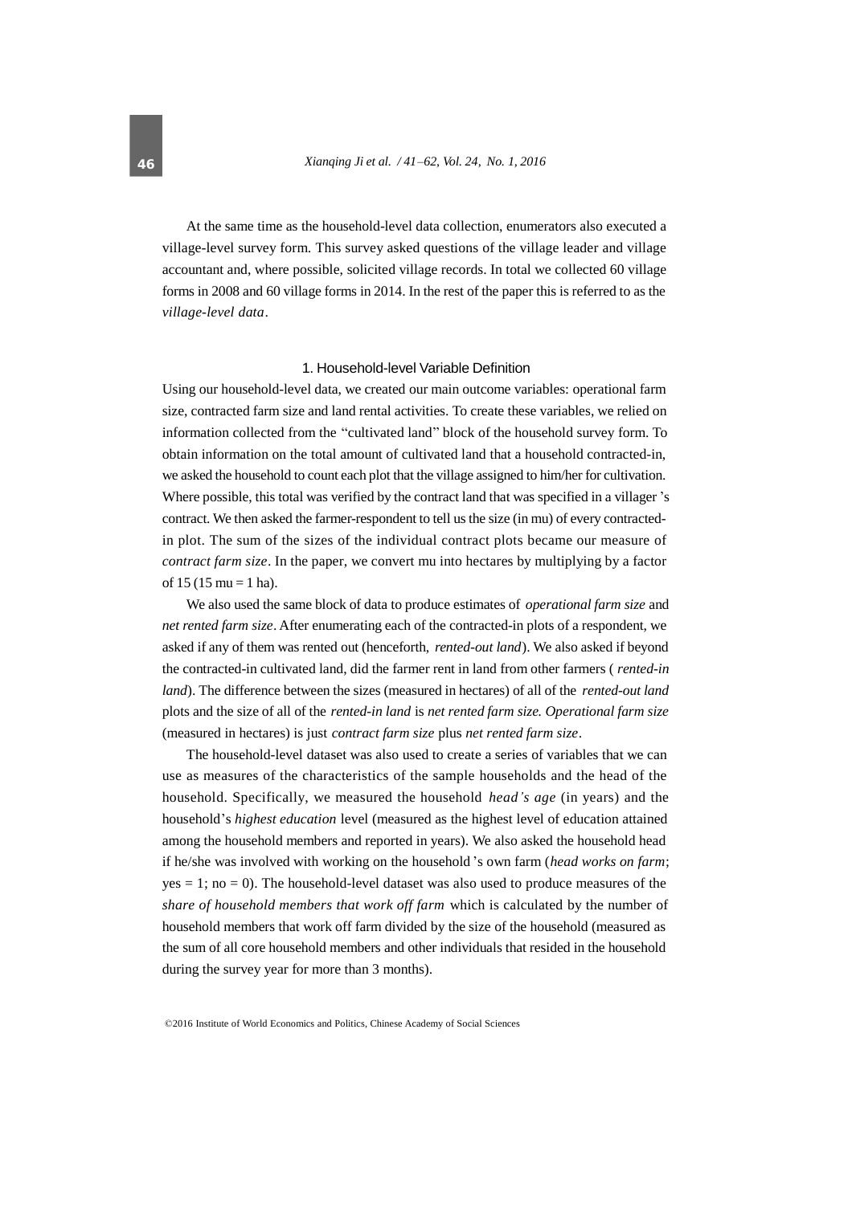At the same time as the household-level data collection, enumerators also executed a village-level survey form. This survey asked questions of the village leader and village accountant and, where possible, solicited village records. In total we collected 60 village forms in 2008 and 60 village forms in 2014. In the rest of the paper this is referred to as the *village-level data*.

### 1. Household-level Variable Definition

Using our household-level data, we created our main outcome variables: operational farm size, contracted farm size and land rental activities. To create these variables, we relied on information collected from the "cultivated land" block of the household survey form. To obtain information on the total amount of cultivated land that a household contracted-in, we asked the household to count each plot that the village assigned to him/her for cultivation. Where possible, this total was verified by the contract land that was specified in a villager's contract. We then asked the farmer-respondent to tell us the size (in mu) of every contracted-in plot. The sum of the sizes of the individual contract plots became our measure of *contract farm size*. In the paper, we convert mu into hectares by multiplying by a factor of 15 (15 mu = 1 ha).

We also used the same block of data to produce estimates of *operational farm size* and *net rented farm size*. After enumerating each of the contracted-in plots of a respondent, we asked if any of them was rented out (henceforth, *rented-out land*). We also asked if beyond the contracted-in cultivated land, did the farmer rent in land from other farmers ( *rented-in land*). The difference between the sizes (measured in hectares) of all of the *rented-out land* plots and the size of all of the *rented-in land* is *net rented farm size. Operational farm size* (measured in hectares) is just *contract farm size* plus *net rented farm size*.

The household-level dataset was also used to create a series of variables that we can use as measures of the characteristics of the sample households and the head of the household. Specifically, we measured the household *head's age* (in years) and the household's *highest education* level (measured as the highest level of education attained among the household members and reported in years). We also asked the household head if he/she was involved with working on the household's own farm (*head works on farm*; yes = 1; no = 0). The household-level dataset was also used to produce measures of the *share of household members that work off farm* which is calculated by the number of household members that work off farm divided by the size of the household (measured as the sum of all core household members and other individuals that resided in the household during the survey year for more than 3 months).

©2016 Institute of World Economics and Politics, Chinese Academy of Social Sciences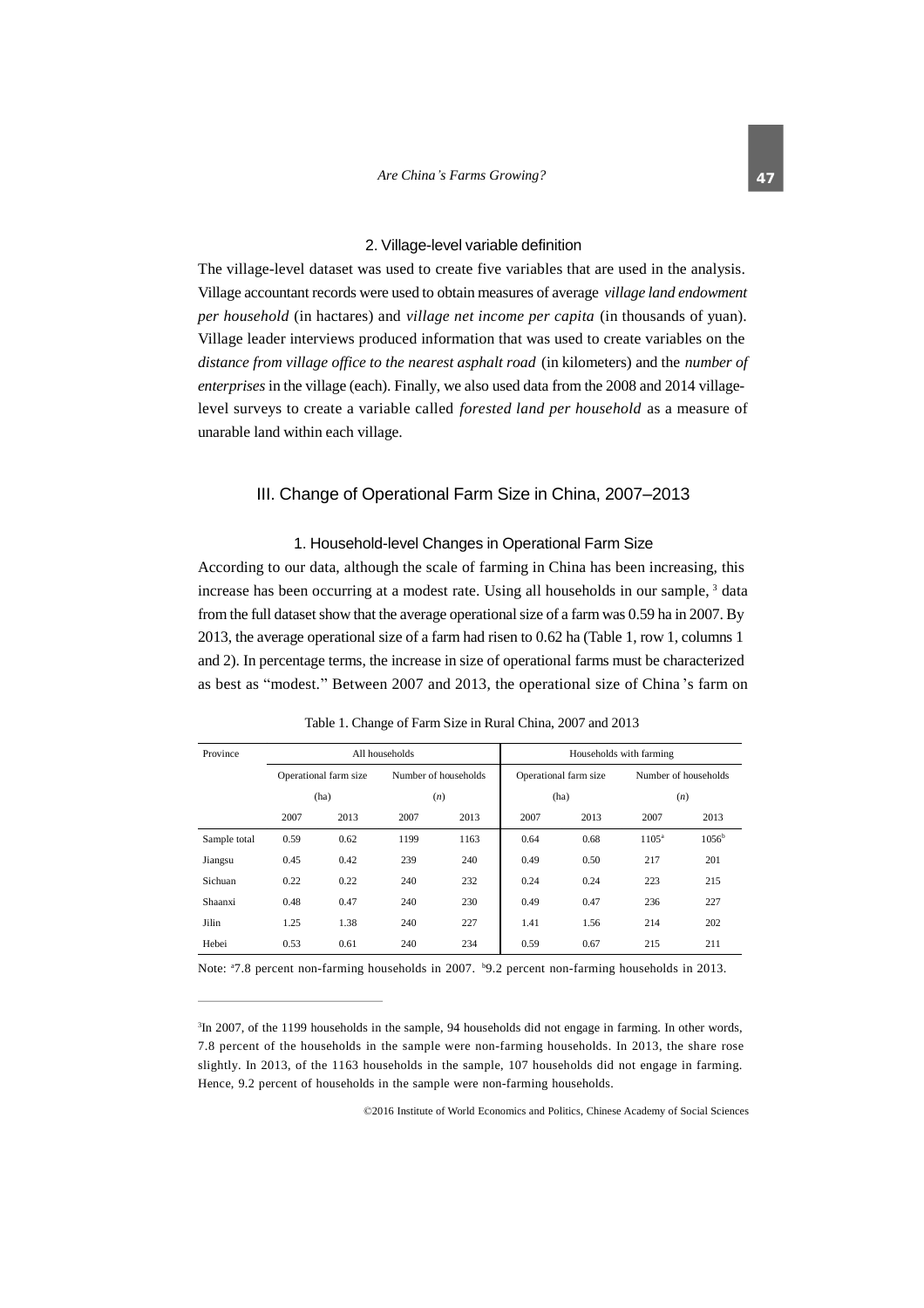### 2. Village-level variable definition

The village-level dataset was used to create five variables that are used in the analysis. Village accountant records were used to obtain measures of average *village land endowment per household* (in hactares) and *village net income per capita* (in thousands of yuan). Village leader interviews produced information that was used to create variables on the *distance from village office to the nearest asphalt road* (in kilometers) and the *number of enterprises* in the village (each). Finally, we also used data from the 2008 and 2014 village-level surveys to create a variable called *forested land per household* as a measure of unarable land within each village.

## III. Change of Operational Farm Size in China, 2007–2013

### 1. Household-level Changes in Operational Farm Size

According to our data, although the scale of farming in China has been increasing, this increase has been occurring at a modest rate. Using all households in our sample, [3] data from the full dataset show that the average operational size of a farm was 0.59 ha in 2007. By 2013, the average operational size of a farm had risen to 0.62 ha (Table 1, row 1, columns 1 and 2). In percentage terms, the increase in size of operational farms must be characterized as best as "modest." Between 2007 and 2013, the operational size of China's farm on

Table 1. Change of Farm Size in Rural China, 2007 and 2013

| Province | All households | | | | Households with farming | | | |
|---|---|---|---|---|---|---|---|---|
| | Operational farm size (ha) | | Number of households (*n*) | | Operational farm size (ha) | | Number of households (*n*) | |
| | 2007 | 2013 | 2007 | 2013 | 2007 | 2013 | 2007 | 2013 |
| Sample total | 0.59 | 0.62 | 1199 | 1163 | 0.64 | 0.68 | 1105[a] | 1056[b] |
| Jiangsu | 0.45 | 0.42 | 239 | 240 | 0.49 | 0.50 | 217 | 201 |
| Sichuan | 0.22 | 0.22 | 240 | 232 | 0.24 | 0.24 | 223 | 215 |
| Shaanxi | 0.48 | 0.47 | 240 | 230 | 0.49 | 0.47 | 236 | 227 |
| Jilin | 1.25 | 1.38 | 240 | 227 | 1.41 | 1.56 | 214 | 202 |
| Hebei | 0.53 | 0.61 | 240 | 234 | 0.59 | 0.67 | 215 | 211 |

Note: [a]7.8 percent non-farming households in 2007. [b]9.2 percent non-farming households in 2013.

[3]In 2007, of the 1199 households in the sample, 94 households did not engage in farming. In other words, 7.8 percent of the households in the sample were non-farming households. In 2013, the share rose slightly. In 2013, of the 1163 households in the sample, 107 households did not engage in farming. Hence, 9.2 percent of households in the sample were non-farming households.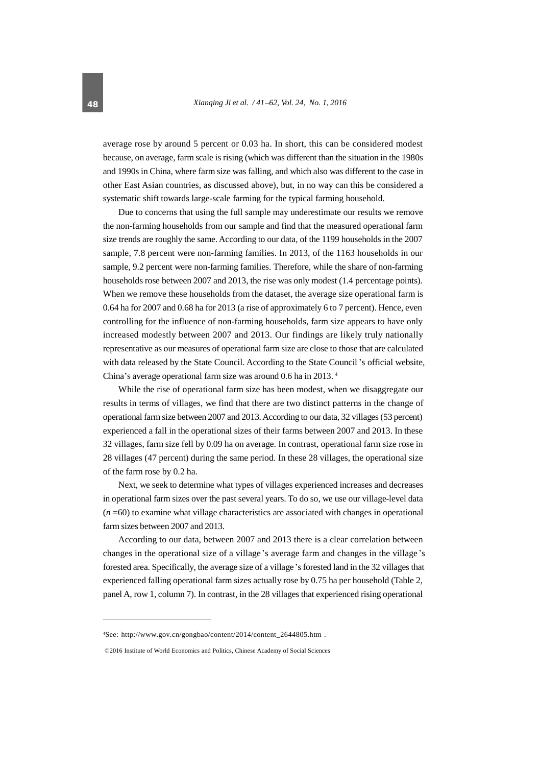average rose by around 5 percent or 0.03 ha. In short, this can be considered modest because, on average, farm scale is rising (which was different than the situation in the 1980s and 1990s in China, where farm size was falling, and which also was different to the case in other East Asian countries, as discussed above), but, in no way can this be considered a systematic shift towards large-scale farming for the typical farming household.

Due to concerns that using the full sample may underestimate our results we remove the non-farming households from our sample and find that the measured operational farm size trends are roughly the same. According to our data, of the 1199 households in the 2007 sample, 7.8 percent were non-farming families. In 2013, of the 1163 households in our sample, 9.2 percent were non-farming families. Therefore, while the share of non-farming households rose between 2007 and 2013, the rise was only modest (1.4 percentage points). When we remove these households from the dataset, the average size operational farm is 0.64 ha for 2007 and 0.68 ha for 2013 (a rise of approximately 6 to 7 percent). Hence, even controlling for the influence of non-farming households, farm size appears to have only increased modestly between 2007 and 2013. Our findings are likely truly nationally representative as our measures of operational farm size are close to those that are calculated with data released by the State Council. According to the State Council's official website, China's average operational farm size was around 0.6 ha in 2013. [4]

While the rise of operational farm size has been modest, when we disaggregate our results in terms of villages, we find that there are two distinct patterns in the change of operational farm size between 2007 and 2013. According to our data, 32 villages (53 percent) experienced a fall in the operational sizes of their farms between 2007 and 2013. In these 32 villages, farm size fell by 0.09 ha on average. In contrast, operational farm size rose in 28 villages (47 percent) during the same period. In these 28 villages, the operational size of the farm rose by 0.2 ha.

Next, we seek to determine what types of villages experienced increases and decreases in operational farm sizes over the past several years. To do so, we use our village-level data ($n$ =60) to examine what village characteristics are associated with changes in operational farm sizes between 2007 and 2013.

According to our data, between 2007 and 2013 there is a clear correlation between changes in the operational size of a village's average farm and changes in the village's forested area. Specifically, the average size of a village's forested land in the 32 villages that experienced falling operational farm sizes actually rose by 0.75 ha per household (Table 2, panel A, row 1, column 7). In contrast, in the 28 villages that experienced rising operational

[4] See: http://www.gov.cn/gongbao/content/2014/content_2644805.htm .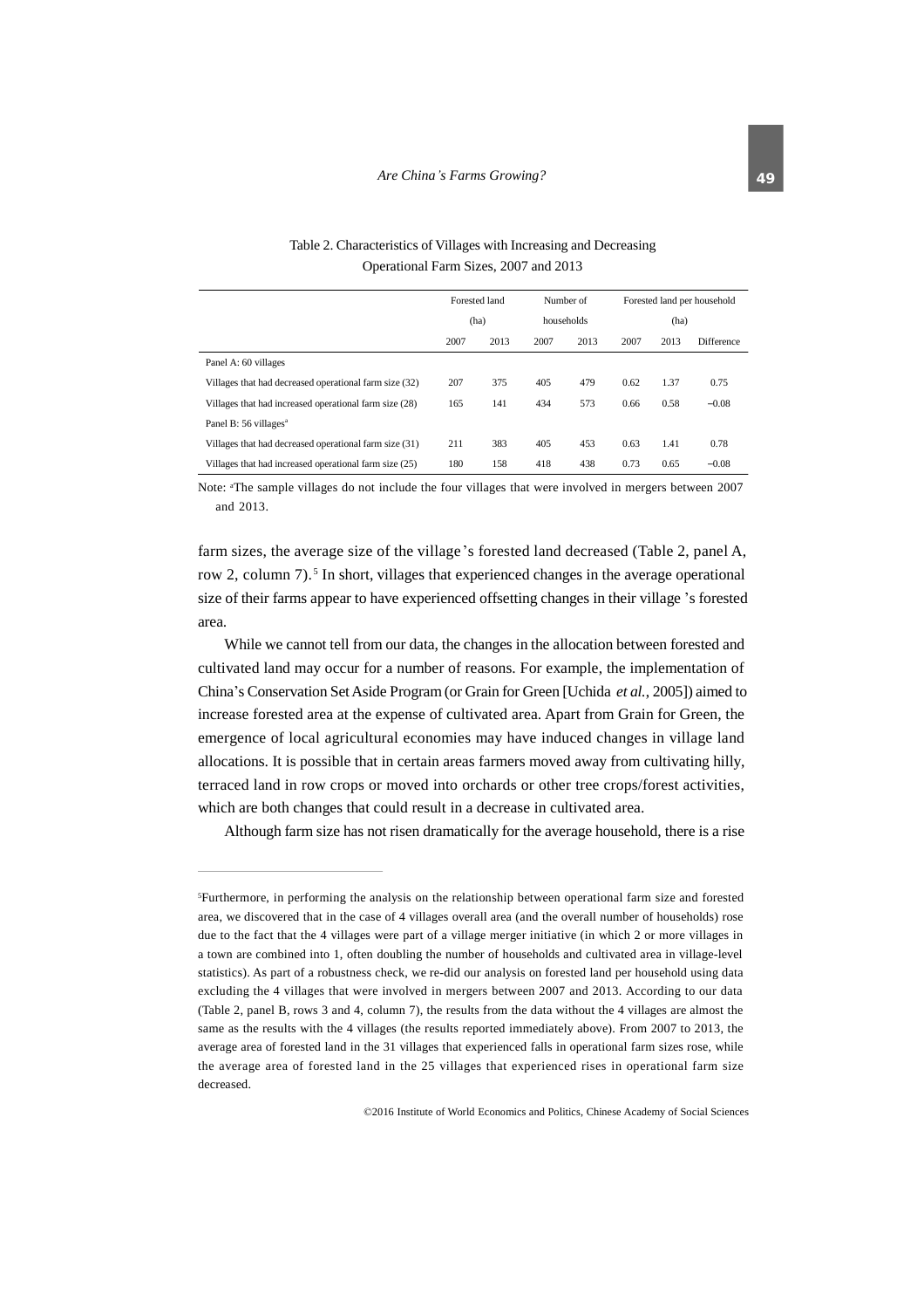Table 2. Characteristics of Villages with Increasing and Decreasing Operational Farm Sizes, 2007 and 2013

| | Forested land (ha) | | Number of households | | Forested land per household (ha) | | |
|---|---|---|---|---|---|---|---|
| | 2007 | 2013 | 2007 | 2013 | 2007 | 2013 | Difference |
| Panel A: 60 villages | | | | | | | |
| Villages that had decreased operational farm size (32) | 207 | 375 | 405 | 479 | 0.62 | 1.37 | 0.75 |
| Villages that had increased operational farm size (28) | 165 | 141 | 434 | 573 | 0.66 | 0.58 | −0.08 |
| Panel B: 56 villages[a] | | | | | | | |
| Villages that had decreased operational farm size (31) | 211 | 383 | 405 | 453 | 0.63 | 1.41 | 0.78 |
| Villages that had increased operational farm size (25) | 180 | 158 | 418 | 438 | 0.73 | 0.65 | −0.08 |

Note: [a]The sample villages do not include the four villages that were involved in mergers between 2007 and 2013.

farm sizes, the average size of the village's forested land decreased (Table 2, panel A, row 2, column 7).[5] In short, villages that experienced changes in the average operational size of their farms appear to have experienced offsetting changes in their village's forested area.

While we cannot tell from our data, the changes in the allocation between forested and cultivated land may occur for a number of reasons. For example, the implementation of China's Conservation Set Aside Program (or Grain for Green [Uchida *et al.*, 2005]) aimed to increase forested area at the expense of cultivated area. Apart from Grain for Green, the emergence of local agricultural economies may have induced changes in village land allocations. It is possible that in certain areas farmers moved away from cultivating hilly, terraced land in row crops or moved into orchards or other tree crops/forest activities, which are both changes that could result in a decrease in cultivated area.

Although farm size has not risen dramatically for the average household, there is a rise

---

[5]Furthermore, in performing the analysis on the relationship between operational farm size and forested area, we discovered that in the case of 4 villages overall area (and the overall number of households) rose due to the fact that the 4 villages were part of a village merger initiative (in which 2 or more villages in a town are combined into 1, often doubling the number of households and cultivated area in village-level statistics). As part of a robustness check, we re-did our analysis on forested land per household using data excluding the 4 villages that were involved in mergers between 2007 and 2013. According to our data (Table 2, panel B, rows 3 and 4, column 7), the results from the data without the 4 villages are almost the same as the results with the 4 villages (the results reported immediately above). From 2007 to 2013, the average area of forested land in the 31 villages that experienced falls in operational farm sizes rose, while the average area of forested land in the 25 villages that experienced rises in operational farm size decreased.

©2016 Institute of World Economics and Politics, Chinese Academy of Social Sciences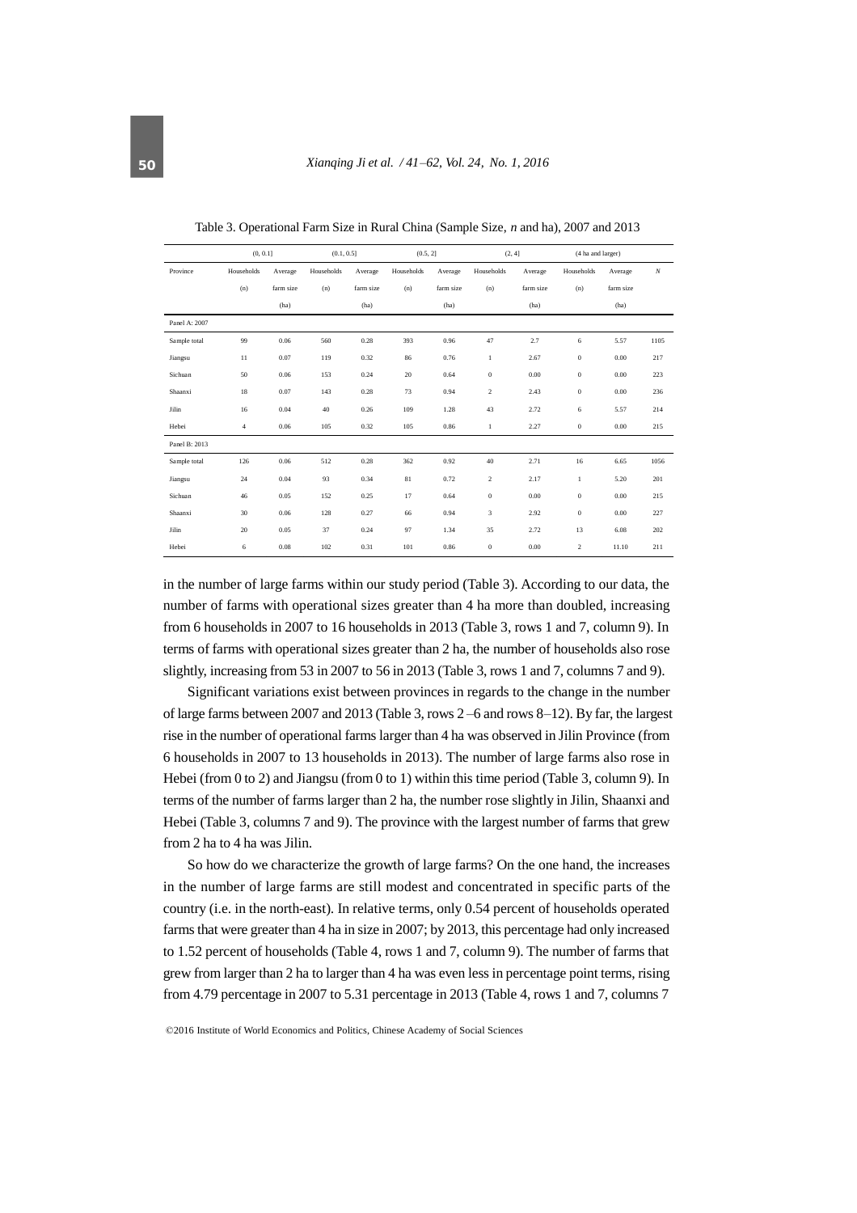Table 3. Operational Farm Size in Rural China (Sample Size, *n* and ha), 2007 and 2013

| | (0, 0.1] | | (0.1, 0.5] | | (0.5, 2] | | (2, 4] | | (4 ha and larger) | | |
|---|---|---|---|---|---|---|---|---|---|---|---|
| Province | Households (n) | Average farm size (ha) | Households (n) | Average farm size (ha) | Households (n) | Average farm size (ha) | Households (n) | Average farm size (ha) | Households (n) | Average farm size (ha) | *N* |
| Panel A: 2007 | | | | | | | | | | | |
| Sample total | 99 | 0.06 | 560 | 0.28 | 393 | 0.96 | 47 | 2.7 | 6 | 5.57 | 1105 |
| Jiangsu | 11 | 0.07 | 119 | 0.32 | 86 | 0.76 | 1 | 2.67 | 0 | 0.00 | 217 |
| Sichuan | 50 | 0.06 | 153 | 0.24 | 20 | 0.64 | 0 | 0.00 | 0 | 0.00 | 223 |
| Shaanxi | 18 | 0.07 | 143 | 0.28 | 73 | 0.94 | 2 | 2.43 | 0 | 0.00 | 236 |
| Jilin | 16 | 0.04 | 40 | 0.26 | 109 | 1.28 | 43 | 2.72 | 6 | 5.57 | 214 |
| Hebei | 4 | 0.06 | 105 | 0.32 | 105 | 0.86 | 1 | 2.27 | 0 | 0.00 | 215 |
| Panel B: 2013 | | | | | | | | | | | |
| Sample total | 126 | 0.06 | 512 | 0.28 | 362 | 0.92 | 40 | 2.71 | 16 | 6.65 | 1056 |
| Jiangsu | 24 | 0.04 | 93 | 0.34 | 81 | 0.72 | 2 | 2.17 | 1 | 5.20 | 201 |
| Sichuan | 46 | 0.05 | 152 | 0.25 | 17 | 0.64 | 0 | 0.00 | 0 | 0.00 | 215 |
| Shaanxi | 30 | 0.06 | 128 | 0.27 | 66 | 0.94 | 3 | 2.92 | 0 | 0.00 | 227 |
| Jilin | 20 | 0.05 | 37 | 0.24 | 97 | 1.34 | 35 | 2.72 | 13 | 6.08 | 202 |
| Hebei | 6 | 0.08 | 102 | 0.31 | 101 | 0.86 | 0 | 0.00 | 2 | 11.10 | 211 |

in the number of large farms within our study period (Table 3). According to our data, the number of farms with operational sizes greater than 4 ha more than doubled, increasing from 6 households in 2007 to 16 households in 2013 (Table 3, rows 1 and 7, column 9). In terms of farms with operational sizes greater than 2 ha, the number of households also rose slightly, increasing from 53 in 2007 to 56 in 2013 (Table 3, rows 1 and 7, columns 7 and 9).

Significant variations exist between provinces in regards to the change in the number of large farms between 2007 and 2013 (Table 3, rows 2–6 and rows 8–12). By far, the largest rise in the number of operational farms larger than 4 ha was observed in Jilin Province (from 6 households in 2007 to 13 households in 2013). The number of large farms also rose in Hebei (from 0 to 2) and Jiangsu (from 0 to 1) within this time period (Table 3, column 9). In terms of the number of farms larger than 2 ha, the number rose slightly in Jilin, Shaanxi and Hebei (Table 3, columns 7 and 9). The province with the largest number of farms that grew from 2 ha to 4 ha was Jilin.

So how do we characterize the growth of large farms? On the one hand, the increases in the number of large farms are still modest and concentrated in specific parts of the country (i.e. in the north-east). In relative terms, only 0.54 percent of households operated farms that were greater than 4 ha in size in 2007; by 2013, this percentage had only increased to 1.52 percent of households (Table 4, rows 1 and 7, column 9). The number of farms that grew from larger than 2 ha to larger than 4 ha was even less in percentage point terms, rising from 4.79 percentage in 2007 to 5.31 percentage in 2013 (Table 4, rows 1 and 7, columns 7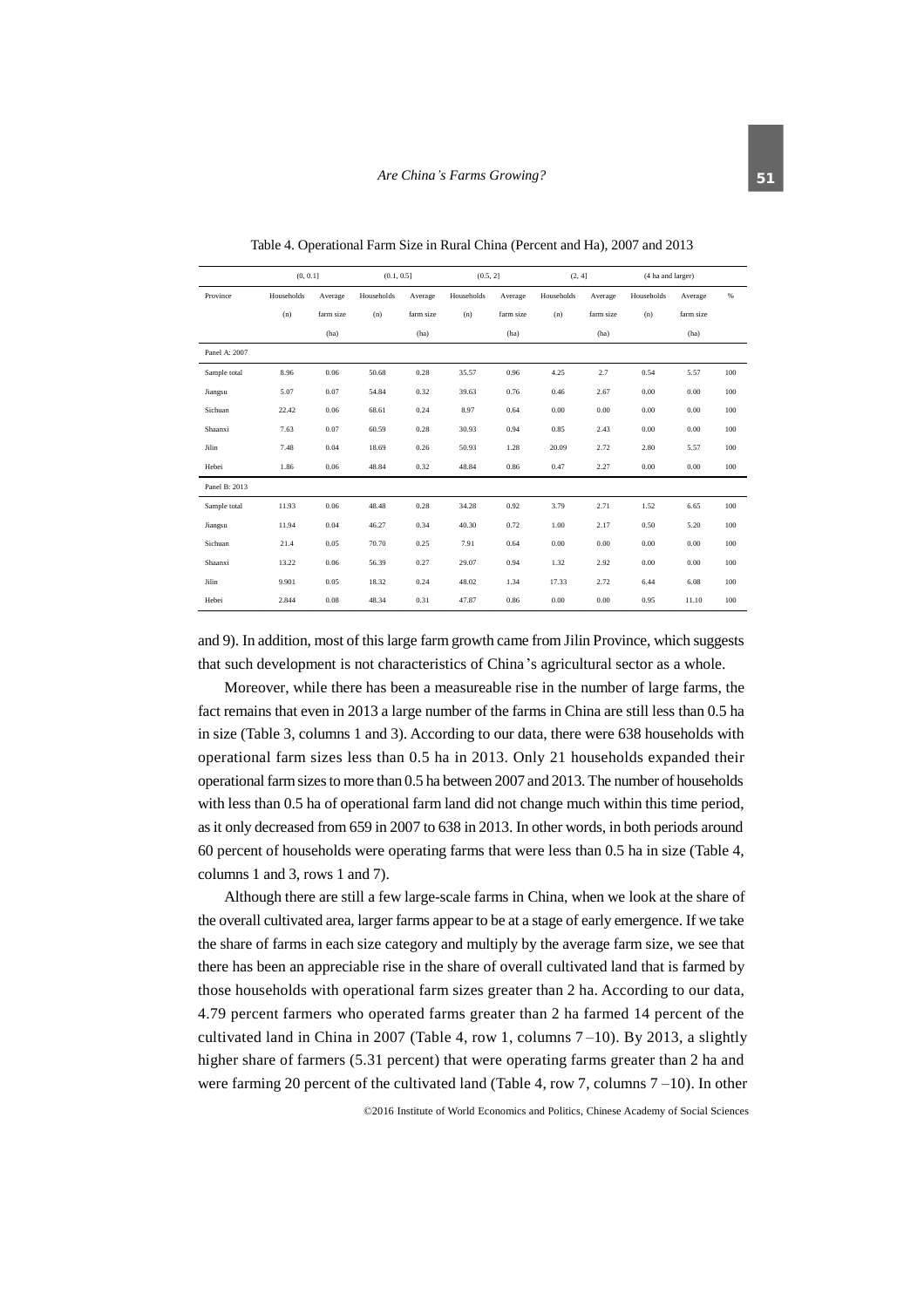Table 4. Operational Farm Size in Rural China (Percent and Ha), 2007 and 2013

| | (0, 0.1] | | (0.1, 0.5] | | (0.5, 2] | | (2, 4] | | (4 ha and larger) | | |
|---|---|---|---|---|---|---|---|---|---|---|---|
| Province | Households (n) | Average farm size (ha) | Households (n) | Average farm size (ha) | Households (n) | Average farm size (ha) | Households (n) | Average farm size (ha) | Households (n) | Average farm size (ha) | % |
| Panel A: 2007 | | | | | | | | | | | |
| Sample total | 8.96 | 0.06 | 50.68 | 0.28 | 35.57 | 0.96 | 4.25 | 2.7 | 0.54 | 5.57 | 100 |
| Jiangsu | 5.07 | 0.07 | 54.84 | 0.32 | 39.63 | 0.76 | 0.46 | 2.67 | 0.00 | 0.00 | 100 |
| Sichuan | 22.42 | 0.06 | 68.61 | 0.24 | 8.97 | 0.64 | 0.00 | 0.00 | 0.00 | 0.00 | 100 |
| Shaanxi | 7.63 | 0.07 | 60.59 | 0.28 | 30.93 | 0.94 | 0.85 | 2.43 | 0.00 | 0.00 | 100 |
| Jilin | 7.48 | 0.04 | 18.69 | 0.26 | 50.93 | 1.28 | 20.09 | 2.72 | 2.80 | 5.57 | 100 |
| Hebei | 1.86 | 0.06 | 48.84 | 0.32 | 48.84 | 0.86 | 0.47 | 2.27 | 0.00 | 0.00 | 100 |
| Panel B: 2013 | | | | | | | | | | | |
| Sample total | 11.93 | 0.06 | 48.48 | 0.28 | 34.28 | 0.92 | 3.79 | 2.71 | 1.52 | 6.65 | 100 |
| Jiangsu | 11.94 | 0.04 | 46.27 | 0.34 | 40.30 | 0.72 | 1.00 | 2.17 | 0.50 | 5.20 | 100 |
| Sichuan | 21.4 | 0.05 | 70.70 | 0.25 | 7.91 | 0.64 | 0.00 | 0.00 | 0.00 | 0.00 | 100 |
| Shaanxi | 13.22 | 0.06 | 56.39 | 0.27 | 29.07 | 0.94 | 1.32 | 2.92 | 0.00 | 0.00 | 100 |
| Jilin | 9.901 | 0.05 | 18.32 | 0.24 | 48.02 | 1.34 | 17.33 | 2.72 | 6.44 | 6.08 | 100 |
| Hebei | 2.844 | 0.08 | 48.34 | 0.31 | 47.87 | 0.86 | 0.00 | 0.00 | 0.95 | 11.10 | 100 |

and 9). In addition, most of this large farm growth came from Jilin Province, which suggests that such development is not characteristics of China's agricultural sector as a whole.

Moreover, while there has been a measureable rise in the number of large farms, the fact remains that even in 2013 a large number of the farms in China are still less than 0.5 ha in size (Table 3, columns 1 and 3). According to our data, there were 638 households with operational farm sizes less than 0.5 ha in 2013. Only 21 households expanded their operational farm sizes to more than 0.5 ha between 2007 and 2013. The number of households with less than 0.5 ha of operational farm land did not change much within this time period, as it only decreased from 659 in 2007 to 638 in 2013. In other words, in both periods around 60 percent of households were operating farms that were less than 0.5 ha in size (Table 4, columns 1 and 3, rows 1 and 7).

Although there are still a few large-scale farms in China, when we look at the share of the overall cultivated area, larger farms appear to be at a stage of early emergence. If we take the share of farms in each size category and multiply by the average farm size, we see that there has been an appreciable rise in the share of overall cultivated land that is farmed by those households with operational farm sizes greater than 2 ha. According to our data, 4.79 percent farmers who operated farms greater than 2 ha farmed 14 percent of the cultivated land in China in 2007 (Table 4, row 1, columns 7–10). By 2013, a slightly higher share of farmers (5.31 percent) that were operating farms greater than 2 ha and were farming 20 percent of the cultivated land (Table 4, row 7, columns 7–10). In other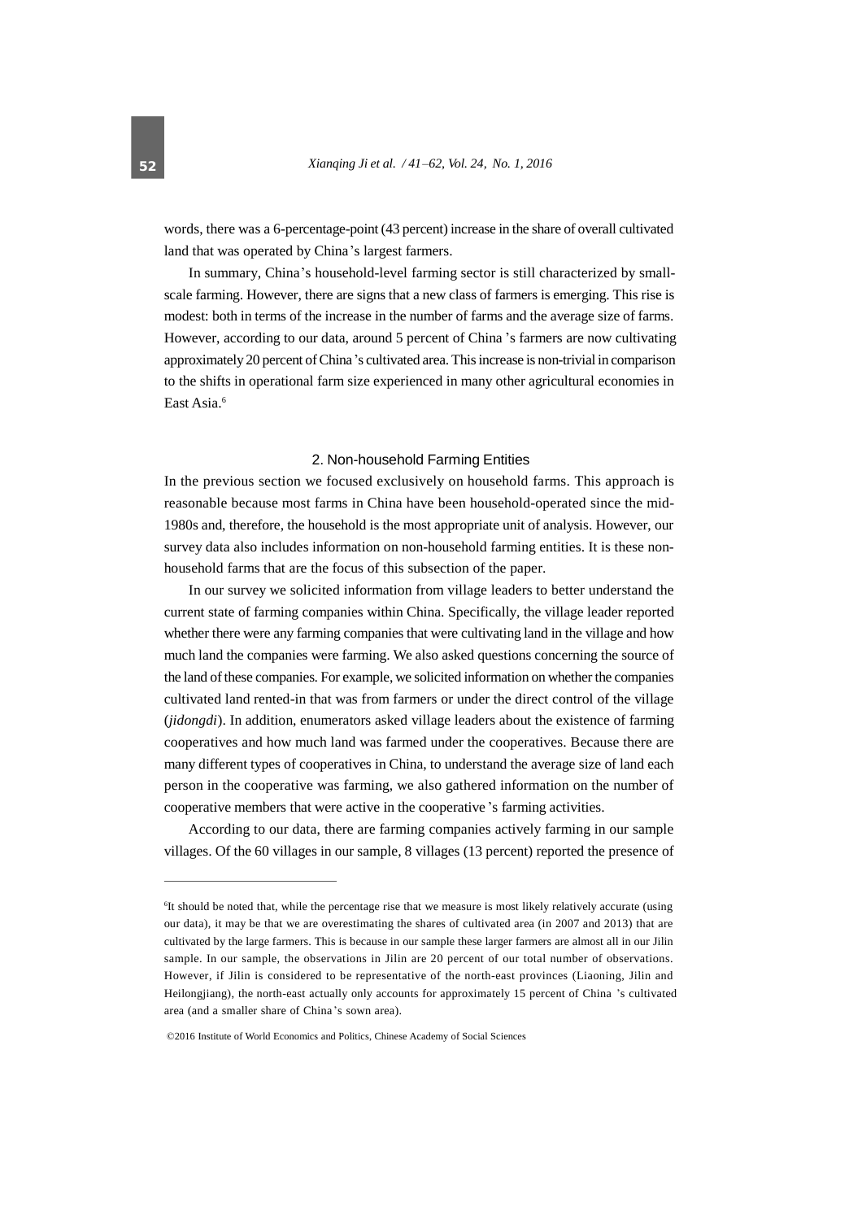words, there was a 6-percentage-point (43 percent) increase in the share of overall cultivated land that was operated by China's largest farmers.

In summary, China's household-level farming sector is still characterized by small-scale farming. However, there are signs that a new class of farmers is emerging. This rise is modest: both in terms of the increase in the number of farms and the average size of farms. However, according to our data, around 5 percent of China's farmers are now cultivating approximately 20 percent of China's cultivated area. This increase is non-trivial in comparison to the shifts in operational farm size experienced in many other agricultural economies in East Asia.[6]

## 2. Non-household Farming Entities

In the previous section we focused exclusively on household farms. This approach is reasonable because most farms in China have been household-operated since the mid-1980s and, therefore, the household is the most appropriate unit of analysis. However, our survey data also includes information on non-household farming entities. It is these non-household farms that are the focus of this subsection of the paper.

In our survey we solicited information from village leaders to better understand the current state of farming companies within China. Specifically, the village leader reported whether there were any farming companies that were cultivating land in the village and how much land the companies were farming. We also asked questions concerning the source of the land of these companies. For example, we solicited information on whether the companies cultivated land rented-in that was from farmers or under the direct control of the village (*jidongdi*). In addition, enumerators asked village leaders about the existence of farming cooperatives and how much land was farmed under the cooperatives. Because there are many different types of cooperatives in China, to understand the average size of land each person in the cooperative was farming, we also gathered information on the number of cooperative members that were active in the cooperative's farming activities.

According to our data, there are farming companies actively farming in our sample villages. Of the 60 villages in our sample, 8 villages (13 percent) reported the presence of

---

[6]It should be noted that, while the percentage rise that we measure is most likely relatively accurate (using our data), it may be that we are overestimating the shares of cultivated area (in 2007 and 2013) that are cultivated by the large farmers. This is because in our sample these larger farmers are almost all in our Jilin sample. In our sample, the observations in Jilin are 20 percent of our total number of observations. However, if Jilin is considered to be representative of the north-east provinces (Liaoning, Jilin and Heilongjiang), the north-east actually only accounts for approximately 15 percent of China's cultivated area (and a smaller share of China's sown area).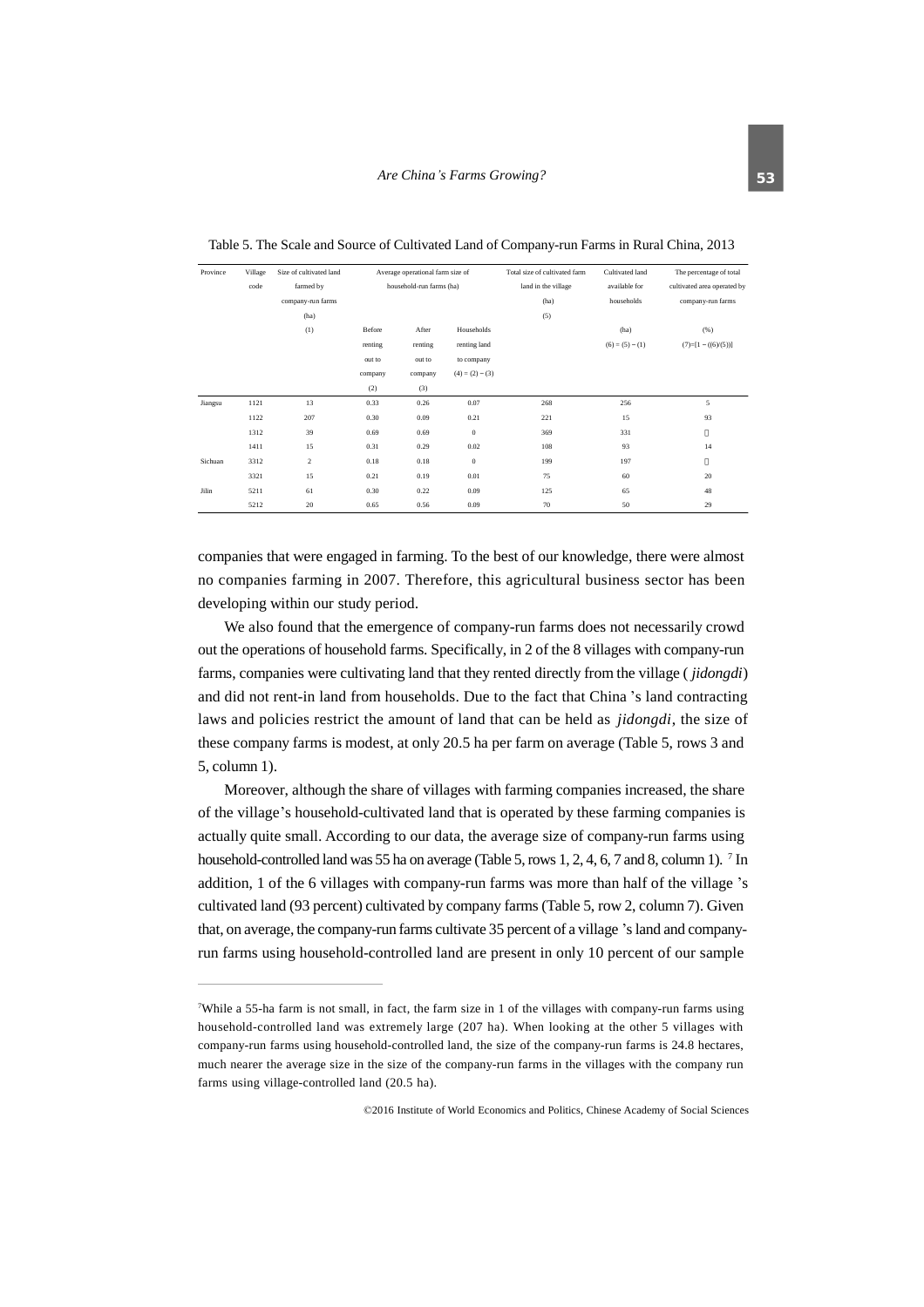Table 5. The Scale and Source of Cultivated Land of Company-run Farms in Rural China, 2013

| Province | Village code | Size of cultivated land farmed by company-run farms (ha) (1) | Average operational farm size of household-run farms (ha) | | | Total size of cultivated farm land in the village (ha) (5) | Cultivated land available for households (ha) (6) = (5) − (1) | The percentage of total cultivated area operated by company-run farms (%) (7)=[1 − ((6)/(5))] |
|---|---|---|---|---|---|---|---|---|
| | | | Before renting out to company (2) | After renting out to company (3) | Households renting land to company (4) = (2) − (3) | | | |
| Jiangsu | 1121 | 13 | 0.33 | 0.26 | 0.07 | 268 | 256 | 5 |
| | 1122 | 207 | 0.30 | 0.09 | 0.21 | 221 | 15 | 93 |
| | 1312 | 39 | 0.69 | 0.69 | 0 | 369 | 331 | |
| | 1411 | 15 | 0.31 | 0.29 | 0.02 | 108 | 93 | 14 |
| Sichuan | 3312 | 2 | 0.18 | 0.18 | 0 | 199 | 197 | |
| | 3321 | 15 | 0.21 | 0.19 | 0.01 | 75 | 60 | 20 |
| Jilin | 5211 | 61 | 0.30 | 0.22 | 0.09 | 125 | 65 | 48 |
| | 5212 | 20 | 0.65 | 0.56 | 0.09 | 70 | 50 | 29 |

companies that were engaged in farming. To the best of our knowledge, there were almost no companies farming in 2007. Therefore, this agricultural business sector has been developing within our study period.

We also found that the emergence of company-run farms does not necessarily crowd out the operations of household farms. Specifically, in 2 of the 8 villages with company-run farms, companies were cultivating land that they rented directly from the village ( *jidongdi*) and did not rent-in land from households. Due to the fact that China 's land contracting laws and policies restrict the amount of land that can be held as *jidongdi*, the size of these company farms is modest, at only 20.5 ha per farm on average (Table 5, rows 3 and 5, column 1).

Moreover, although the share of villages with farming companies increased, the share of the village's household-cultivated land that is operated by these farming companies is actually quite small. According to our data, the average size of company-run farms using household-controlled land was 55 ha on average (Table 5, rows 1, 2, 4, 6, 7 and 8, column 1). [7] In addition, 1 of the 6 villages with company-run farms was more than half of the village 's cultivated land (93 percent) cultivated by company farms (Table 5, row 2, column 7). Given that, on average, the company-run farms cultivate 35 percent of a village 's land and company-run farms using household-controlled land are present in only 10 percent of our sample

[7] While a 55-ha farm is not small, in fact, the farm size in 1 of the villages with company-run farms using household-controlled land was extremely large (207 ha). When looking at the other 5 villages with company-run farms using household-controlled land, the size of the company-run farms is 24.8 hectares, much nearer the average size in the size of the company-run farms in the villages with the company run farms using village-controlled land (20.5 ha).

©2016 Institute of World Economics and Politics, Chinese Academy of Social Sciences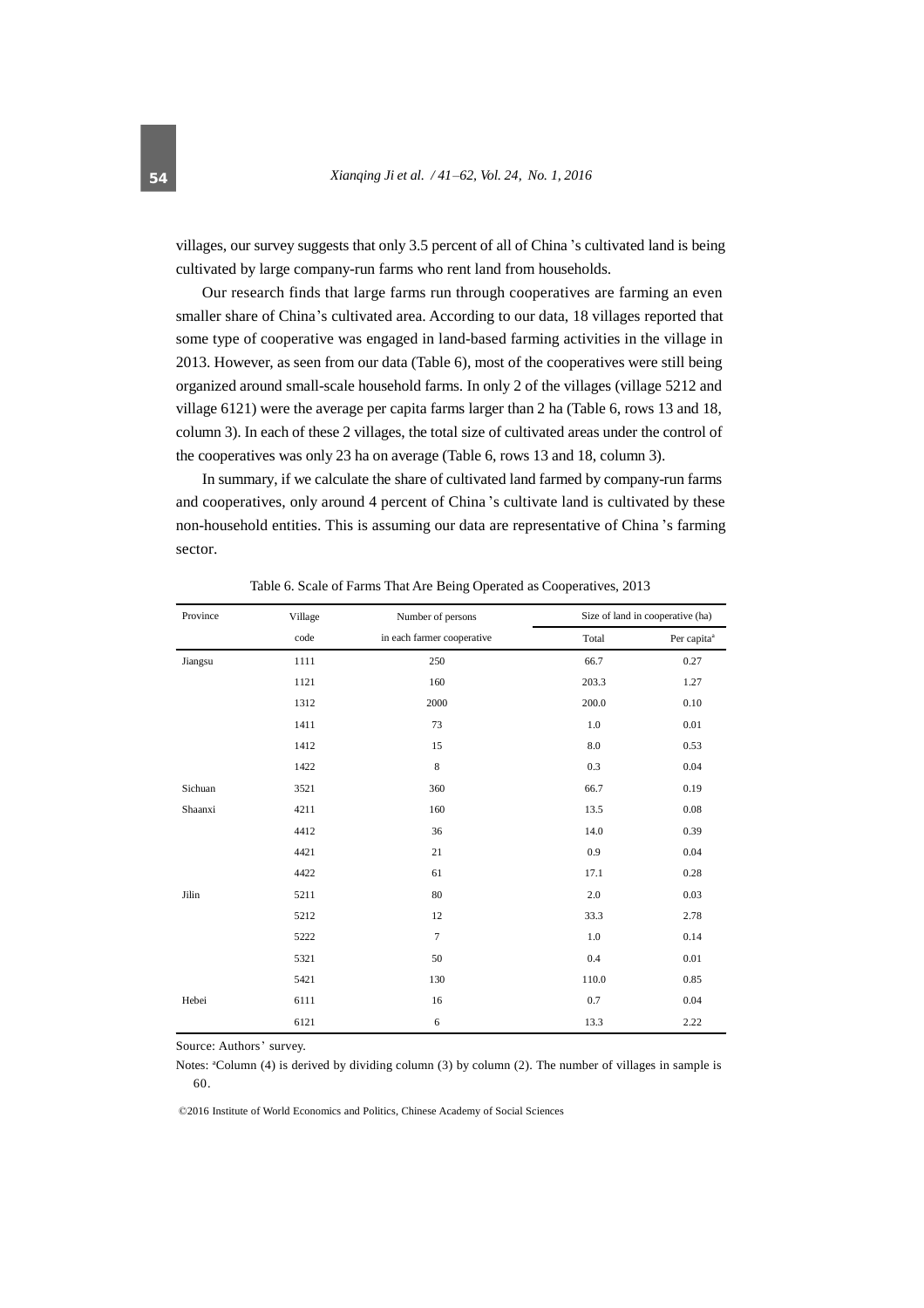villages, our survey suggests that only 3.5 percent of all of China 's cultivated land is being cultivated by large company-run farms who rent land from households.

Our research finds that large farms run through cooperatives are farming an even smaller share of China's cultivated area. According to our data, 18 villages reported that some type of cooperative was engaged in land-based farming activities in the village in 2013. However, as seen from our data (Table 6), most of the cooperatives were still being organized around small-scale household farms. In only 2 of the villages (village 5212 and village 6121) were the average per capita farms larger than 2 ha (Table 6, rows 13 and 18, column 3). In each of these 2 villages, the total size of cultivated areas under the control of the cooperatives was only 23 ha on average (Table 6, rows 13 and 18, column 3).

In summary, if we calculate the share of cultivated land farmed by company-run farms and cooperatives, only around 4 percent of China 's cultivate land is cultivated by these non-household entities. This is assuming our data are representative of China 's farming sector.

Table 6. Scale of Farms That Are Being Operated as Cooperatives, 2013

| Province | Village code | Number of persons in each farmer cooperative | Size of land in cooperative (ha) | |
|---|---|---|---|---|
| | | | Total | Per capita[a] |
| Jiangsu | 1111 | 250 | 66.7 | 0.27 |
| | 1121 | 160 | 203.3 | 1.27 |
| | 1312 | 2000 | 200.0 | 0.10 |
| | 1411 | 73 | 1.0 | 0.01 |
| | 1412 | 15 | 8.0 | 0.53 |
| | 1422 | 8 | 0.3 | 0.04 |
| Sichuan | 3521 | 360 | 66.7 | 0.19 |
| Shaanxi | 4211 | 160 | 13.5 | 0.08 |
| | 4412 | 36 | 14.0 | 0.39 |
| | 4421 | 21 | 0.9 | 0.04 |
| | 4422 | 61 | 17.1 | 0.28 |
| Jilin | 5211 | 80 | 2.0 | 0.03 |
| | 5212 | 12 | 33.3 | 2.78 |
| | 5222 | 7 | 1.0 | 0.14 |
| | 5321 | 50 | 0.4 | 0.01 |
| | 5421 | 130 | 110.0 | 0.85 |
| Hebei | 6111 | 16 | 0.7 | 0.04 |
| | 6121 | 6 | 13.3 | 2.22 |

Source: Authors' survey.

Notes: [a]Column (4) is derived by dividing column (3) by column (2). The number of villages in sample is 60.

©2016 Institute of World Economics and Politics, Chinese Academy of Social Sciences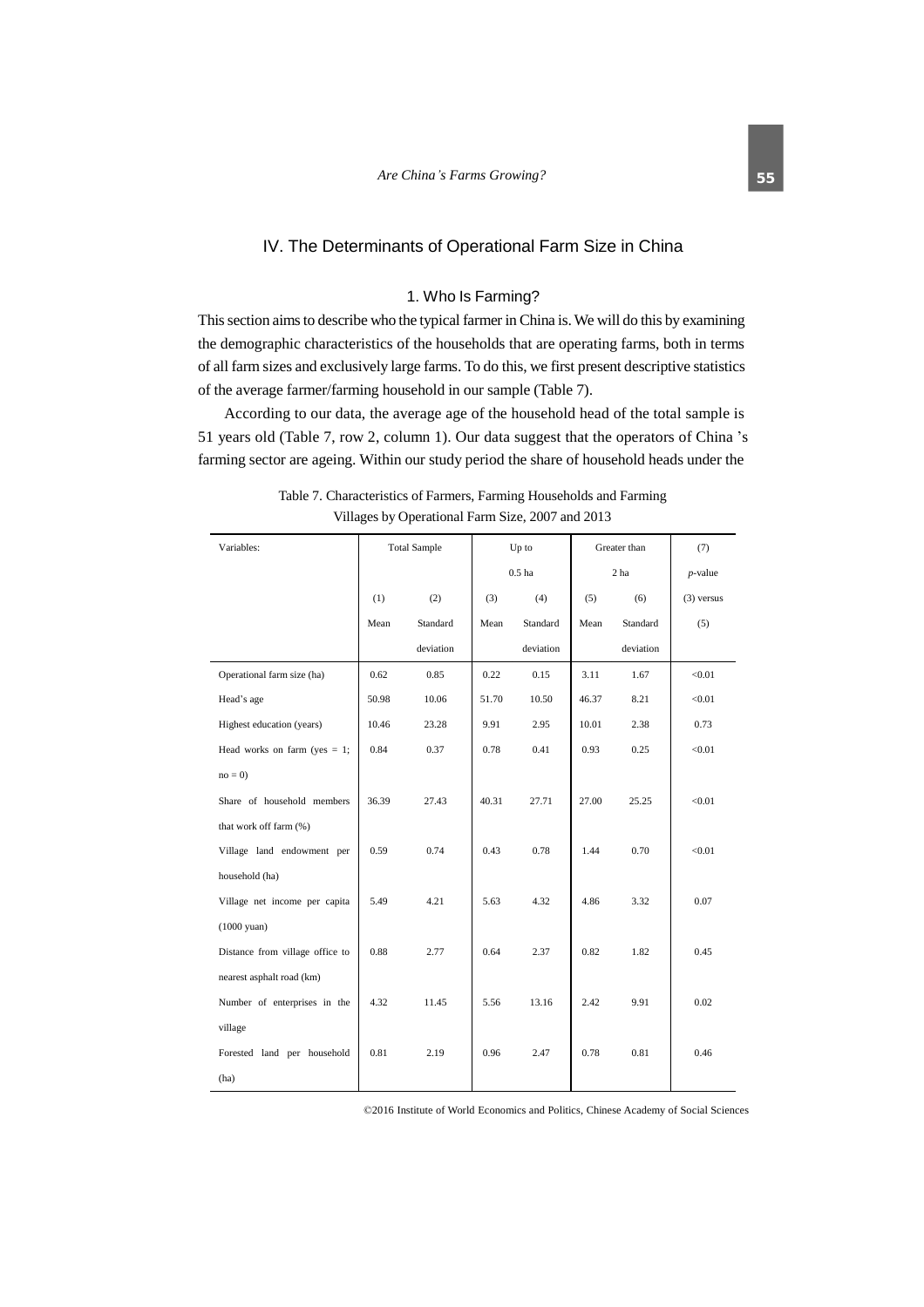## IV. The Determinants of Operational Farm Size in China

### 1. Who Is Farming?

This section aims to describe who the typical farmer in China is. We will do this by examining the demographic characteristics of the households that are operating farms, both in terms of all farm sizes and exclusively large farms. To do this, we first present descriptive statistics of the average farmer/farming household in our sample (Table 7).

According to our data, the average age of the household head of the total sample is 51 years old (Table 7, row 2, column 1). Our data suggest that the operators of China 's farming sector are ageing. Within our study period the share of household heads under the

Table 7. Characteristics of Farmers, Farming Households and Farming Villages by Operational Farm Size, 2007 and 2013

| Variables: | Total Sample | | Up to 0.5 ha | | Greater than 2 ha | | (7) *p*-value |
|---|---|---|---|---|---|---|---|
| | (1) Mean | (2) Standard deviation | (3) Mean | (4) Standard deviation | (5) Mean | (6) Standard deviation | (3) versus (5) |
| Operational farm size (ha) | 0.62 | 0.85 | 0.22 | 0.15 | 3.11 | 1.67 | <0.01 |
| Head's age | 50.98 | 10.06 | 51.70 | 10.50 | 46.37 | 8.21 | <0.01 |
| Highest education (years) | 10.46 | 23.28 | 9.91 | 2.95 | 10.01 | 2.38 | 0.73 |
| Head works on farm (yes = 1; no = 0) | 0.84 | 0.37 | 0.78 | 0.41 | 0.93 | 0.25 | <0.01 |
| Share of household members that work off farm (%) | 36.39 | 27.43 | 40.31 | 27.71 | 27.00 | 25.25 | <0.01 |
| Village land endowment per household (ha) | 0.59 | 0.74 | 0.43 | 0.78 | 1.44 | 0.70 | <0.01 |
| Village net income per capita (1000 yuan) | 5.49 | 4.21 | 5.63 | 4.32 | 4.86 | 3.32 | 0.07 |
| Distance from village office to nearest asphalt road (km) | 0.88 | 2.77 | 0.64 | 2.37 | 0.82 | 1.82 | 0.45 |
| Number of enterprises in the village | 4.32 | 11.45 | 5.56 | 13.16 | 2.42 | 9.91 | 0.02 |
| Forested land per household (ha) | 0.81 | 2.19 | 0.96 | 2.47 | 0.78 | 0.81 | 0.46 |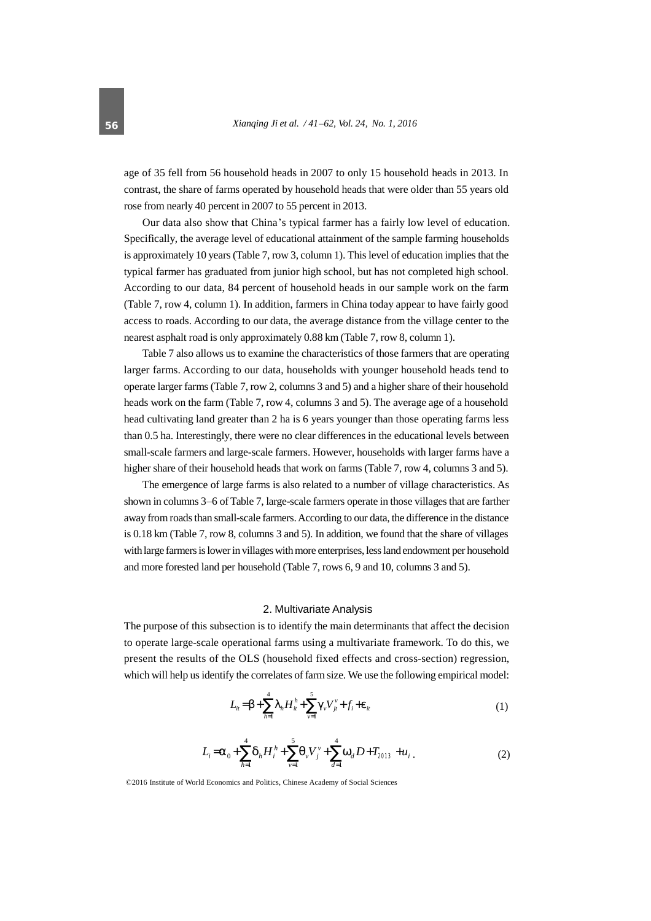age of 35 fell from 56 household heads in 2007 to only 15 household heads in 2013. In contrast, the share of farms operated by household heads that were older than 55 years old rose from nearly 40 percent in 2007 to 55 percent in 2013.

Our data also show that China's typical farmer has a fairly low level of education. Specifically, the average level of educational attainment of the sample farming households is approximately 10 years (Table 7, row 3, column 1). This level of education implies that the typical farmer has graduated from junior high school, but has not completed high school. According to our data, 84 percent of household heads in our sample work on the farm (Table 7, row 4, column 1). In addition, farmers in China today appear to have fairly good access to roads. According to our data, the average distance from the village center to the nearest asphalt road is only approximately 0.88 km (Table 7, row 8, column 1).

Table 7 also allows us to examine the characteristics of those farmers that are operating larger farms. According to our data, households with younger household heads tend to operate larger farms (Table 7, row 2, columns 3 and 5) and a higher share of their household heads work on the farm (Table 7, row 4, columns 3 and 5). The average age of a household head cultivating land greater than 2 ha is 6 years younger than those operating farms less than 0.5 ha. Interestingly, there were no clear differences in the educational levels between small-scale farmers and large-scale farmers. However, households with larger farms have a higher share of their household heads that work on farms (Table 7, row 4, columns 3 and 5).

The emergence of large farms is also related to a number of village characteristics. As shown in columns 3–6 of Table 7, large-scale farmers operate in those villages that are farther away from roads than small-scale farmers. According to our data, the difference in the distance is 0.18 km (Table 7, row 8, columns 3 and 5). In addition, we found that the share of villages with large farmers is lower in villages with more enterprises, less land endowment per household and more forested land per household (Table 7, rows 6, 9 and 10, columns 3 and 5).

## 2. Multivariate Analysis

The purpose of this subsection is to identify the main determinants that affect the decision to operate large-scale operational farms using a multivariate framework. To do this, we present the results of the OLS (household fixed effects and cross-section) regression, which will help us identify the correlates of farm size. We use the following empirical model:

$$L_{it} = \beta + \sum_{h=1}^{4} \lambda_h H_{it}^{h} + \sum_{v=1}^{5} \gamma_v V_{jt}^{v} + f_i + \varepsilon_{it} \tag{1}$$

$$L_i = \alpha_0 + \sum_{h=1}^{4} \delta_h H_i^{h} + \sum_{v=1}^{5} \theta_v V_j^{v} + \sum_{d=1}^{4} \omega_d D + T_{2013} + u_i \, . \tag{2}$$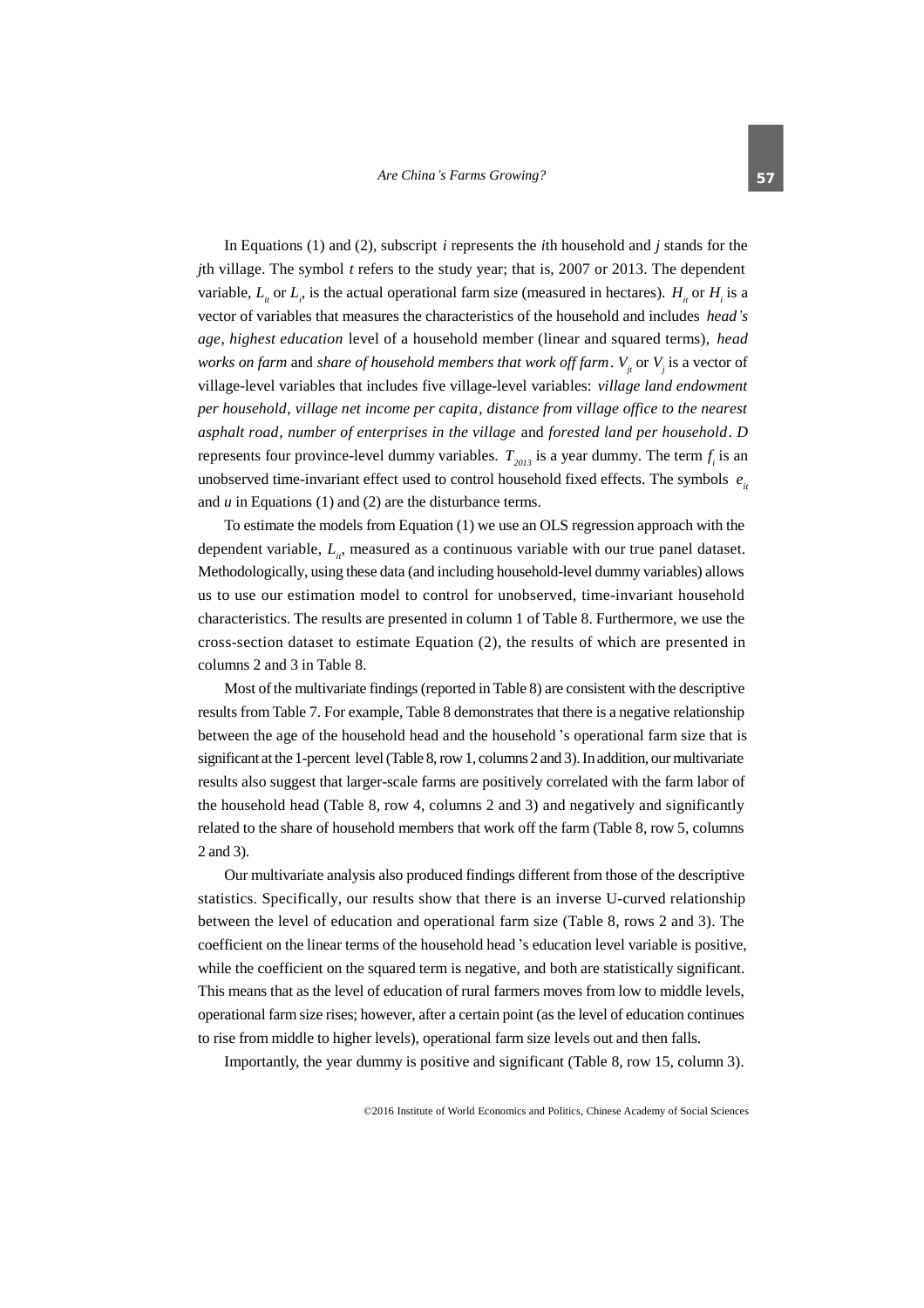In Equations (1) and (2), subscript $i$ represents the $i$th household and $j$ stands for the $j$th village. The symbol $t$ refers to the study year; that is, 2007 or 2013. The dependent variable, $L_{it}$ or $L_i$, is the actual operational farm size (measured in hectares). $H_{it}$ or $H_i$ is a vector of variables that measures the characteristics of the household and includes *head's age*, *highest education* level of a household member (linear and squared terms), *head works on farm* and *share of household members that work off farm*. $V_{jt}$ or $V_j$ is a vector of village-level variables that includes five village-level variables: *village land endowment per household*, *village net income per capita*, *distance from village office to the nearest asphalt road*, *number of enterprises in the village* and *forested land per household*. $D$ represents four province-level dummy variables. $T_{2013}$ is a year dummy. The term $f_i$ is an unobserved time-invariant effect used to control household fixed effects. The symbols $e_{it}$ and $u$ in Equations (1) and (2) are the disturbance terms.

To estimate the models from Equation (1) we use an OLS regression approach with the dependent variable, $L_{it}$, measured as a continuous variable with our true panel dataset. Methodologically, using these data (and including household-level dummy variables) allows us to use our estimation model to control for unobserved, time-invariant household characteristics. The results are presented in column 1 of Table 8. Furthermore, we use the cross-section dataset to estimate Equation (2), the results of which are presented in columns 2 and 3 in Table 8.

Most of the multivariate findings (reported in Table 8) are consistent with the descriptive results from Table 7. For example, Table 8 demonstrates that there is a negative relationship between the age of the household head and the household's operational farm size that is significant at the 1-percent level (Table 8, row 1, columns 2 and 3). In addition, our multivariate results also suggest that larger-scale farms are positively correlated with the farm labor of the household head (Table 8, row 4, columns 2 and 3) and negatively and significantly related to the share of household members that work off the farm (Table 8, row 5, columns 2 and 3).

Our multivariate analysis also produced findings different from those of the descriptive statistics. Specifically, our results show that there is an inverse U-curved relationship between the level of education and operational farm size (Table 8, rows 2 and 3). The coefficient on the linear terms of the household head's education level variable is positive, while the coefficient on the squared term is negative, and both are statistically significant. This means that as the level of education of rural farmers moves from low to middle levels, operational farm size rises; however, after a certain point (as the level of education continues to rise from middle to higher levels), operational farm size levels out and then falls.

Importantly, the year dummy is positive and significant (Table 8, row 15, column 3).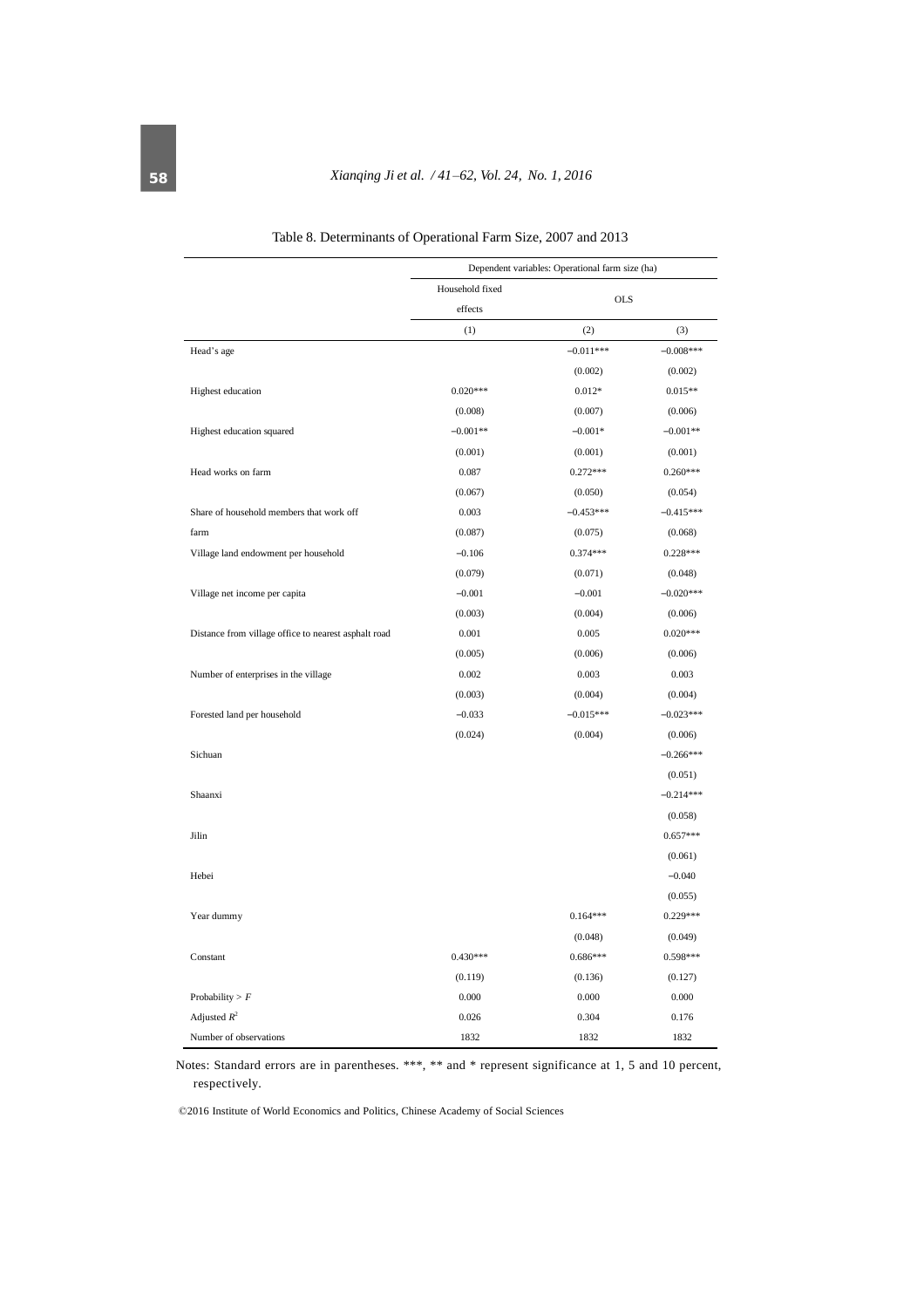Table 8. Determinants of Operational Farm Size, 2007 and 2013

| | Dependent variables: Operational farm size (ha) | | |
|---|---|---|---|
| | Household fixed effects | OLS | |
| | (1) | (2) | (3) |
| Head's age | | −0.011*** | −0.008*** |
| | | (0.002) | (0.002) |
| Highest education | 0.020*** | 0.012* | 0.015** |
| | (0.008) | (0.007) | (0.006) |
| Highest education squared | −0.001** | −0.001* | −0.001** |
| | (0.001) | (0.001) | (0.001) |
| Head works on farm | 0.087 | 0.272*** | 0.260*** |
| | (0.067) | (0.050) | (0.054) |
| Share of household members that work off farm | 0.003 | −0.453*** | −0.415*** |
| | (0.087) | (0.075) | (0.068) |
| Village land endowment per household | −0.106 | 0.374*** | 0.228*** |
| | (0.079) | (0.071) | (0.048) |
| Village net income per capita | −0.001 | −0.001 | −0.020*** |
| | (0.003) | (0.004) | (0.006) |
| Distance from village office to nearest asphalt road | 0.001 | 0.005 | 0.020*** |
| | (0.005) | (0.006) | (0.006) |
| Number of enterprises in the village | 0.002 | 0.003 | 0.003 |
| | (0.003) | (0.004) | (0.004) |
| Forested land per household | −0.033 | −0.015*** | −0.023*** |
| | (0.024) | (0.004) | (0.006) |
| Sichuan | | | −0.266*** |
| | | | (0.051) |
| Shaanxi | | | −0.214*** |
| | | | (0.058) |
| Jilin | | | 0.657*** |
| | | | (0.061) |
| Hebei | | | −0.040 |
| | | | (0.055) |
| Year dummy | | 0.164*** | 0.229*** |
| | | (0.048) | (0.049) |
| Constant | 0.430*** | 0.686*** | 0.598*** |
| | (0.119) | (0.136) | (0.127) |
| Probability > $F$ | 0.000 | 0.000 | 0.000 |
| Adjusted $R^2$ | 0.026 | 0.304 | 0.176 |
| Number of observations | 1832 | 1832 | 1832 |

Notes: Standard errors are in parentheses. ***, ** and * represent significance at 1, 5 and 10 percent, respectively.

©2016 Institute of World Economics and Politics, Chinese Academy of Social Sciences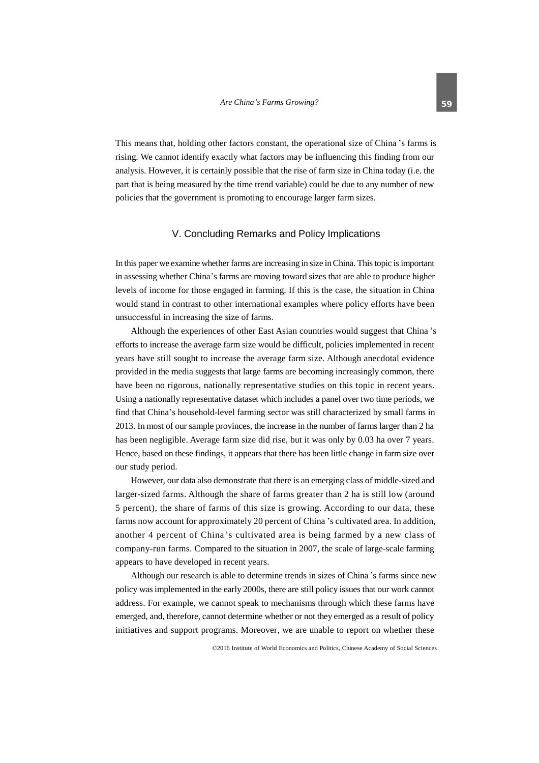This means that, holding other factors constant, the operational size of China's farms is rising. We cannot identify exactly what factors may be influencing this finding from our analysis. However, it is certainly possible that the rise of farm size in China today (i.e. the part that is being measured by the time trend variable) could be due to any number of new policies that the government is promoting to encourage larger farm sizes.

## V. Concluding Remarks and Policy Implications

In this paper we examine whether farms are increasing in size in China. This topic is important in assessing whether China's farms are moving toward sizes that are able to produce higher levels of income for those engaged in farming. If this is the case, the situation in China would stand in contrast to other international examples where policy efforts have been unsuccessful in increasing the size of farms.

Although the experiences of other East Asian countries would suggest that China's efforts to increase the average farm size would be difficult, policies implemented in recent years have still sought to increase the average farm size. Although anecdotal evidence provided in the media suggests that large farms are becoming increasingly common, there have been no rigorous, nationally representative studies on this topic in recent years. Using a nationally representative dataset which includes a panel over two time periods, we find that China's household-level farming sector was still characterized by small farms in 2013. In most of our sample provinces, the increase in the number of farms larger than 2 ha has been negligible. Average farm size did rise, but it was only by 0.03 ha over 7 years. Hence, based on these findings, it appears that there has been little change in farm size over our study period.

However, our data also demonstrate that there is an emerging class of middle-sized and larger-sized farms. Although the share of farms greater than 2 ha is still low (around 5 percent), the share of farms of this size is growing. According to our data, these farms now account for approximately 20 percent of China's cultivated area. In addition, another 4 percent of China's cultivated area is being farmed by a new class of company-run farms. Compared to the situation in 2007, the scale of large-scale farming appears to have developed in recent years.

Although our research is able to determine trends in sizes of China's farms since new policy was implemented in the early 2000s, there are still policy issues that our work cannot address. For example, we cannot speak to mechanisms through which these farms have emerged, and, therefore, cannot determine whether or not they emerged as a result of policy initiatives and support programs. Moreover, we are unable to report on whether these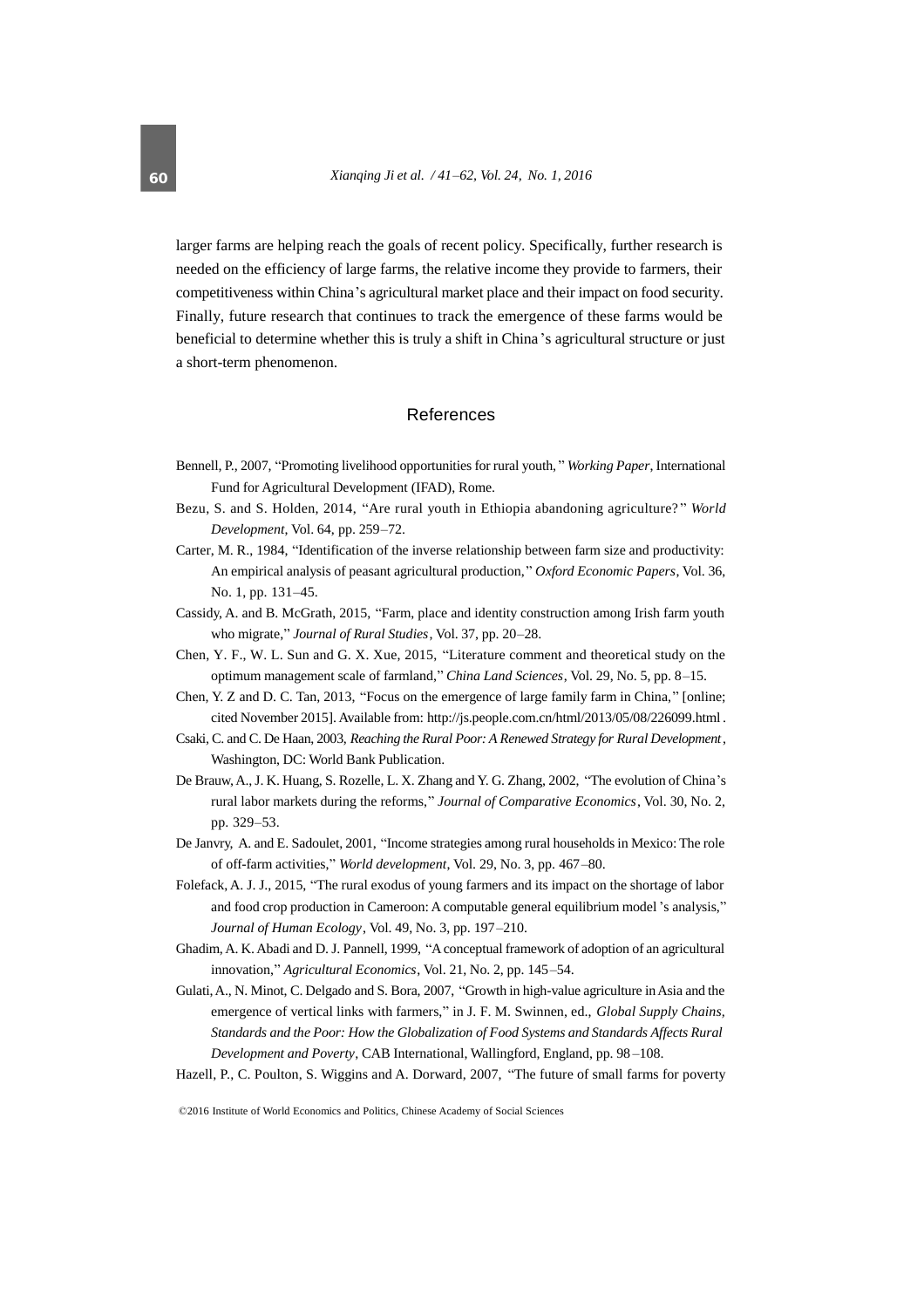larger farms are helping reach the goals of recent policy. Specifically, further research is needed on the efficiency of large farms, the relative income they provide to farmers, their competitiveness within China's agricultural market place and their impact on food security. Finally, future research that continues to track the emergence of these farms would be beneficial to determine whether this is truly a shift in China's agricultural structure or just a short-term phenomenon.

## References

Bennell, P., 2007, "Promoting livelihood opportunities for rural youth," *Working Paper*, International Fund for Agricultural Development (IFAD), Rome.

Bezu, S. and S. Holden, 2014, "Are rural youth in Ethiopia abandoning agriculture?" *World Development*, Vol. 64, pp. 259–72.

Carter, M. R., 1984, "Identification of the inverse relationship between farm size and productivity: An empirical analysis of peasant agricultural production," *Oxford Economic Papers*, Vol. 36, No. 1, pp. 131–45.

Cassidy, A. and B. McGrath, 2015, "Farm, place and identity construction among Irish farm youth who migrate," *Journal of Rural Studies*, Vol. 37, pp. 20–28.

Chen, Y. F., W. L. Sun and G. X. Xue, 2015, "Literature comment and theoretical study on the optimum management scale of farmland," *China Land Sciences*, Vol. 29, No. 5, pp. 8–15.

Chen, Y. Z and D. C. Tan, 2013, "Focus on the emergence of large family farm in China," [online; cited November 2015]. Available from: http://js.people.com.cn/html/2013/05/08/226099.html.

Csaki, C. and C. De Haan, 2003, *Reaching the Rural Poor: A Renewed Strategy for Rural Development*, Washington, DC: World Bank Publication.

De Brauw, A., J. K. Huang, S. Rozelle, L. X. Zhang and Y. G. Zhang, 2002, "The evolution of China's rural labor markets during the reforms," *Journal of Comparative Economics*, Vol. 30, No. 2, pp. 329–53.

De Janvry, A. and E. Sadoulet, 2001, "Income strategies among rural households in Mexico: The role of off-farm activities," *World development*, Vol. 29, No. 3, pp. 467–80.

Folefack, A. J. J., 2015, "The rural exodus of young farmers and its impact on the shortage of labor and food crop production in Cameroon: A computable general equilibrium model's analysis," *Journal of Human Ecology*, Vol. 49, No. 3, pp. 197–210.

Ghadim, A. K. Abadi and D. J. Pannell, 1999, "A conceptual framework of adoption of an agricultural innovation," *Agricultural Economics*, Vol. 21, No. 2, pp. 145–54.

Gulati, A., N. Minot, C. Delgado and S. Bora, 2007, "Growth in high-value agriculture in Asia and the emergence of vertical links with farmers," in J. F. M. Swinnen, ed., *Global Supply Chains, Standards and the Poor: How the Globalization of Food Systems and Standards Affects Rural Development and Poverty*, CAB International, Wallingford, England, pp. 98–108.

Hazell, P., C. Poulton, S. Wiggins and A. Dorward, 2007, "The future of small farms for poverty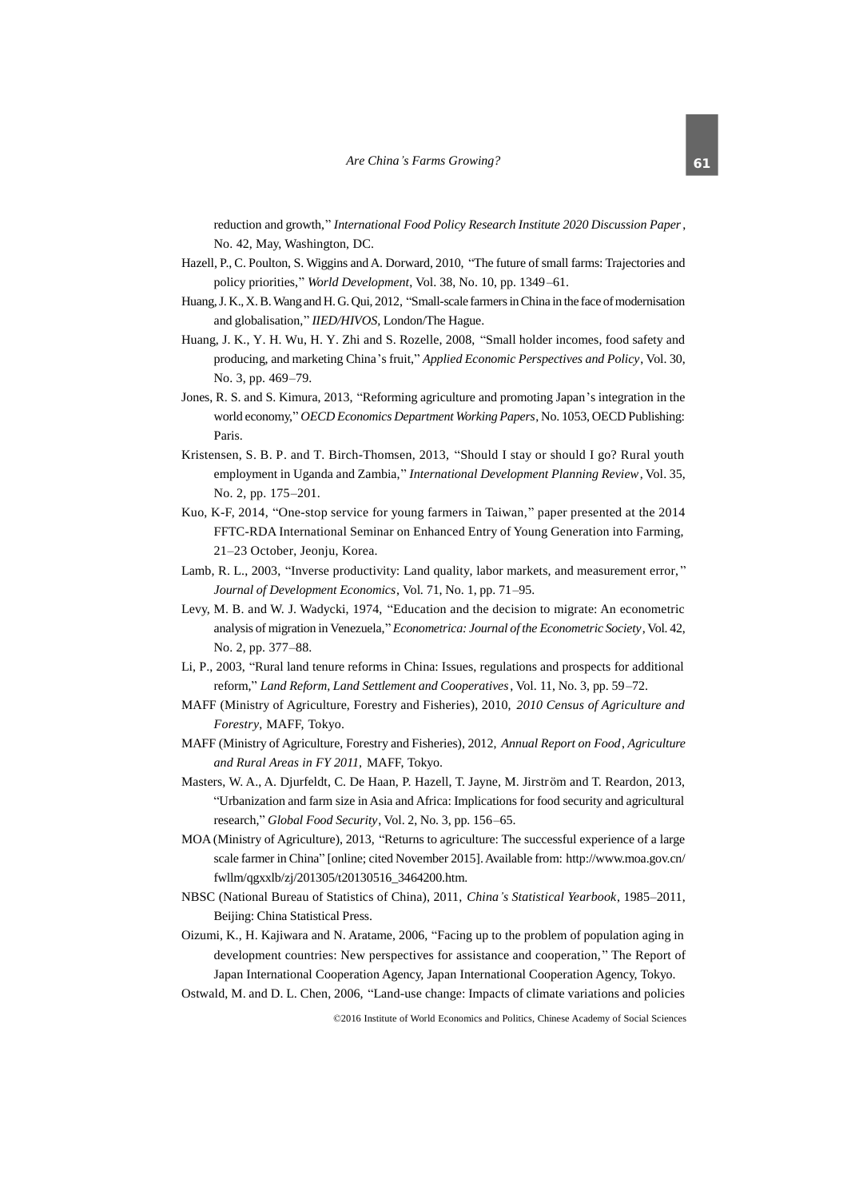reduction and growth," *International Food Policy Research Institute 2020 Discussion Paper*, No. 42, May, Washington, DC.

Hazell, P., C. Poulton, S. Wiggins and A. Dorward, 2010, "The future of small farms: Trajectories and policy priorities," *World Development*, Vol. 38, No. 10, pp. 1349–61.

Huang, J. K., X. B. Wang and H. G. Qui, 2012, "Small-scale farmers in China in the face of modernisation and globalisation," *IIED/HIVOS*, London/The Hague.

Huang, J. K., Y. H. Wu, H. Y. Zhi and S. Rozelle, 2008, "Small holder incomes, food safety and producing, and marketing China's fruit," *Applied Economic Perspectives and Policy*, Vol. 30, No. 3, pp. 469–79.

Jones, R. S. and S. Kimura, 2013, "Reforming agriculture and promoting Japan's integration in the world economy," *OECD Economics Department Working Papers*, No. 1053, OECD Publishing: Paris.

Kristensen, S. B. P. and T. Birch-Thomsen, 2013, "Should I stay or should I go? Rural youth employment in Uganda and Zambia," *International Development Planning Review*, Vol. 35, No. 2, pp. 175–201.

Kuo, K-F, 2014, "One-stop service for young farmers in Taiwan," paper presented at the 2014 FFTC-RDA International Seminar on Enhanced Entry of Young Generation into Farming, 21–23 October, Jeonju, Korea.

Lamb, R. L., 2003, "Inverse productivity: Land quality, labor markets, and measurement error," *Journal of Development Economics*, Vol. 71, No. 1, pp. 71–95.

Levy, M. B. and W. J. Wadycki, 1974, "Education and the decision to migrate: An econometric analysis of migration in Venezuela," *Econometrica: Journal of the Econometric Society*, Vol. 42, No. 2, pp. 377–88.

Li, P., 2003, "Rural land tenure reforms in China: Issues, regulations and prospects for additional reform," *Land Reform, Land Settlement and Cooperatives*, Vol. 11, No. 3, pp. 59–72.

MAFF (Ministry of Agriculture, Forestry and Fisheries), 2010, *2010 Census of Agriculture and Forestry*, MAFF, Tokyo.

MAFF (Ministry of Agriculture, Forestry and Fisheries), 2012, *Annual Report on Food, Agriculture and Rural Areas in FY 2011*, MAFF, Tokyo.

Masters, W. A., A. Djurfeldt, C. De Haan, P. Hazell, T. Jayne, M. Jirström and T. Reardon, 2013, "Urbanization and farm size in Asia and Africa: Implications for food security and agricultural research," *Global Food Security*, Vol. 2, No. 3, pp. 156–65.

MOA (Ministry of Agriculture), 2013, "Returns to agriculture: The successful experience of a large scale farmer in China" [online; cited November 2015]. Available from: http://www.moa.gov.cn/fwllm/qgxxlb/zj/201305/t20130516_3464200.htm.

NBSC (National Bureau of Statistics of China), 2011, *China's Statistical Yearbook*, 1985–2011, Beijing: China Statistical Press.

Oizumi, K., H. Kajiwara and N. Aratame, 2006, "Facing up to the problem of population aging in development countries: New perspectives for assistance and cooperation," The Report of Japan International Cooperation Agency, Japan International Cooperation Agency, Tokyo.

Ostwald, M. and D. L. Chen, 2006, "Land-use change: Impacts of climate variations and policies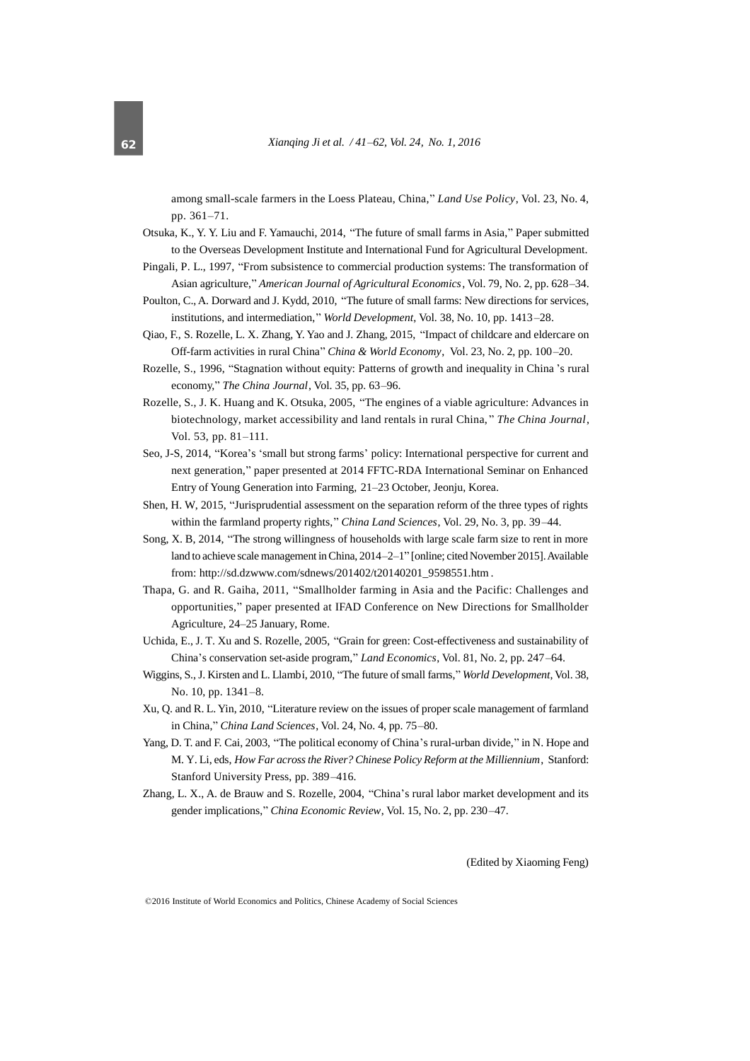among small-scale farmers in the Loess Plateau, China," *Land Use Policy*, Vol. 23, No. 4, pp. 361–71.

Otsuka, K., Y. Y. Liu and F. Yamauchi, 2014, "The future of small farms in Asia," Paper submitted to the Overseas Development Institute and International Fund for Agricultural Development.

Pingali, P. L., 1997, "From subsistence to commercial production systems: The transformation of Asian agriculture," *American Journal of Agricultural Economics*, Vol. 79, No. 2, pp. 628–34.

Poulton, C., A. Dorward and J. Kydd, 2010, "The future of small farms: New directions for services, institutions, and intermediation," *World Development*, Vol. 38, No. 10, pp. 1413–28.

Qiao, F., S. Rozelle, L. X. Zhang, Y. Yao and J. Zhang, 2015, "Impact of childcare and eldercare on Off-farm activities in rural China" *China & World Economy*, Vol. 23, No. 2, pp. 100–20.

Rozelle, S., 1996, "Stagnation without equity: Patterns of growth and inequality in China 's rural economy," *The China Journal*, Vol. 35, pp. 63–96.

Rozelle, S., J. K. Huang and K. Otsuka, 2005, "The engines of a viable agriculture: Advances in biotechnology, market accessibility and land rentals in rural China," *The China Journal*, Vol. 53, pp. 81–111.

Seo, J-S, 2014, "Korea's 'small but strong farms' policy: International perspective for current and next generation," paper presented at 2014 FFTC-RDA International Seminar on Enhanced Entry of Young Generation into Farming, 21–23 October, Jeonju, Korea.

Shen, H. W, 2015, "Jurisprudential assessment on the separation reform of the three types of rights within the farmland property rights," *China Land Sciences*, Vol. 29, No. 3, pp. 39–44.

Song, X. B, 2014, "The strong willingness of households with large scale farm size to rent in more land to achieve scale management in China, 2014–2–1" [online; cited November 2015]. Available from: http://sd.dzwww.com/sdnews/201402/t20140201_9598551.htm .

Thapa, G. and R. Gaiha, 2011, "Smallholder farming in Asia and the Pacific: Challenges and opportunities," paper presented at IFAD Conference on New Directions for Smallholder Agriculture, 24–25 January, Rome.

Uchida, E., J. T. Xu and S. Rozelle, 2005, "Grain for green: Cost-effectiveness and sustainability of China's conservation set-aside program," *Land Economics*, Vol. 81, No. 2, pp. 247–64.

Wiggins, S., J. Kirsten and L. Llambí, 2010, "The future of small farms," *World Development*, Vol. 38, No. 10, pp. 1341–8.

Xu, Q. and R. L. Yin, 2010, "Literature review on the issues of proper scale management of farmland in China," *China Land Sciences*, Vol. 24, No. 4, pp. 75–80.

Yang, D. T. and F. Cai, 2003, "The political economy of China's rural-urban divide," in N. Hope and M. Y. Li, eds, *How Far across the River? Chinese Policy Reform at the Milliennium*, Stanford: Stanford University Press, pp. 389–416.

Zhang, L. X., A. de Brauw and S. Rozelle, 2004, "China's rural labor market development and its gender implications," *China Economic Review*, Vol. 15, No. 2, pp. 230–47.

(Edited by Xiaoming Feng)

©2016 Institute of World Economics and Politics, Chinese Academy of Social Sciences